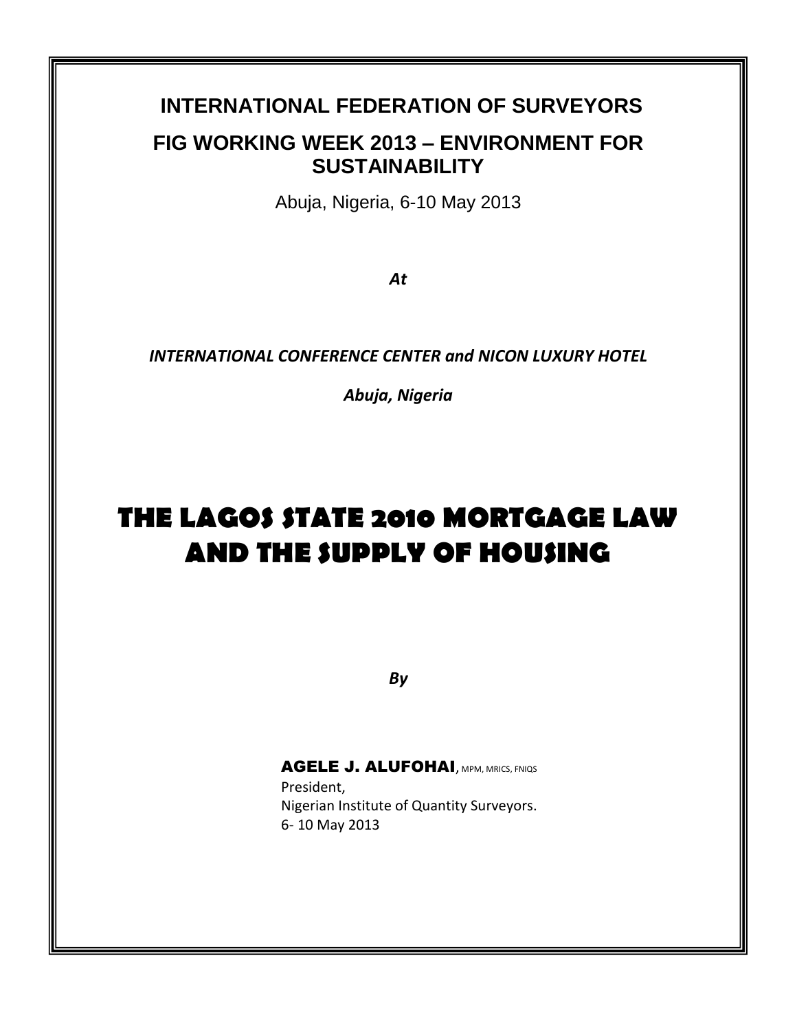**INTERNATIONAL FEDERATION OF SURVEYORS**

**FIG WORKING WEEK 2013 – ENVIRONMENT FOR SUSTAINABILITY**

Abuja, Nigeria, 6-10 May 2013

***At***

***INTERNATIONAL CONFERENCE CENTER and NICON LUXURY HOTEL***

***Abuja, Nigeria***

# THE LAGOS STATE 2010 MORTGAGE LAW AND THE SUPPLY OF HOUSING

***By***

**AGELE J. ALUFOHAI**, MPM, MRICS, FNIQS
President,
Nigerian Institute of Quantity Surveyors.
6- 10 May 2013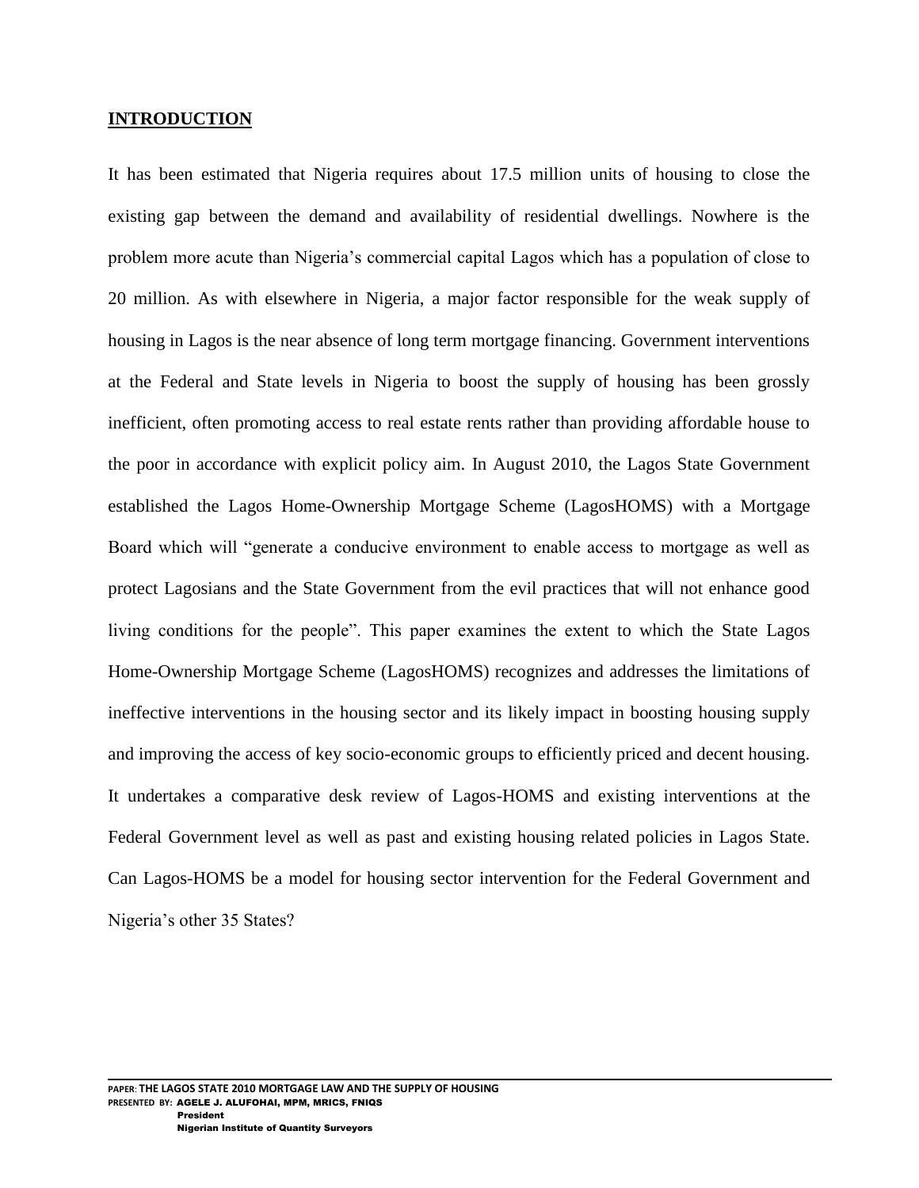## INTRODUCTION

It has been estimated that Nigeria requires about 17.5 million units of housing to close the existing gap between the demand and availability of residential dwellings. Nowhere is the problem more acute than Nigeria's commercial capital Lagos which has a population of close to 20 million. As with elsewhere in Nigeria, a major factor responsible for the weak supply of housing in Lagos is the near absence of long term mortgage financing. Government interventions at the Federal and State levels in Nigeria to boost the supply of housing has been grossly inefficient, often promoting access to real estate rents rather than providing affordable house to the poor in accordance with explicit policy aim. In August 2010, the Lagos State Government established the Lagos Home-Ownership Mortgage Scheme (LagosHOMS) with a Mortgage Board which will "generate a conducive environment to enable access to mortgage as well as protect Lagosians and the State Government from the evil practices that will not enhance good living conditions for the people". This paper examines the extent to which the State Lagos Home-Ownership Mortgage Scheme (LagosHOMS) recognizes and addresses the limitations of ineffective interventions in the housing sector and its likely impact in boosting housing supply and improving the access of key socio-economic groups to efficiently priced and decent housing. It undertakes a comparative desk review of Lagos-HOMS and existing interventions at the Federal Government level as well as past and existing housing related policies in Lagos State. Can Lagos-HOMS be a model for housing sector intervention for the Federal Government and Nigeria's other 35 States?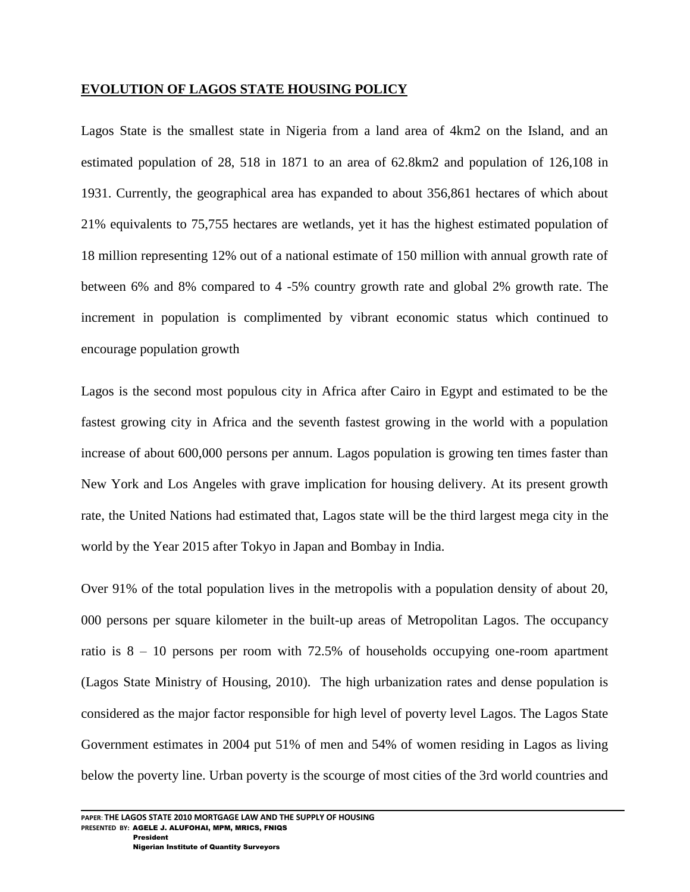**EVOLUTION OF LAGOS STATE HOUSING POLICY**

Lagos State is the smallest state in Nigeria from a land area of 4km2 on the Island, and an estimated population of 28, 518 in 1871 to an area of 62.8km2 and population of 126,108 in 1931. Currently, the geographical area has expanded to about 356,861 hectares of which about 21% equivalents to 75,755 hectares are wetlands, yet it has the highest estimated population of 18 million representing 12% out of a national estimate of 150 million with annual growth rate of between 6% and 8% compared to 4 -5% country growth rate and global 2% growth rate. The increment in population is complimented by vibrant economic status which continued to encourage population growth

Lagos is the second most populous city in Africa after Cairo in Egypt and estimated to be the fastest growing city in Africa and the seventh fastest growing in the world with a population increase of about 600,000 persons per annum. Lagos population is growing ten times faster than New York and Los Angeles with grave implication for housing delivery. At its present growth rate, the United Nations had estimated that, Lagos state will be the third largest mega city in the world by the Year 2015 after Tokyo in Japan and Bombay in India.

Over 91% of the total population lives in the metropolis with a population density of about 20, 000 persons per square kilometer in the built-up areas of Metropolitan Lagos. The occupancy ratio is 8 – 10 persons per room with 72.5% of households occupying one-room apartment (Lagos State Ministry of Housing, 2010). The high urbanization rates and dense population is considered as the major factor responsible for high level of poverty level Lagos. The Lagos State Government estimates in 2004 put 51% of men and 54% of women residing in Lagos as living below the poverty line. Urban poverty is the scourge of most cities of the 3rd world countries and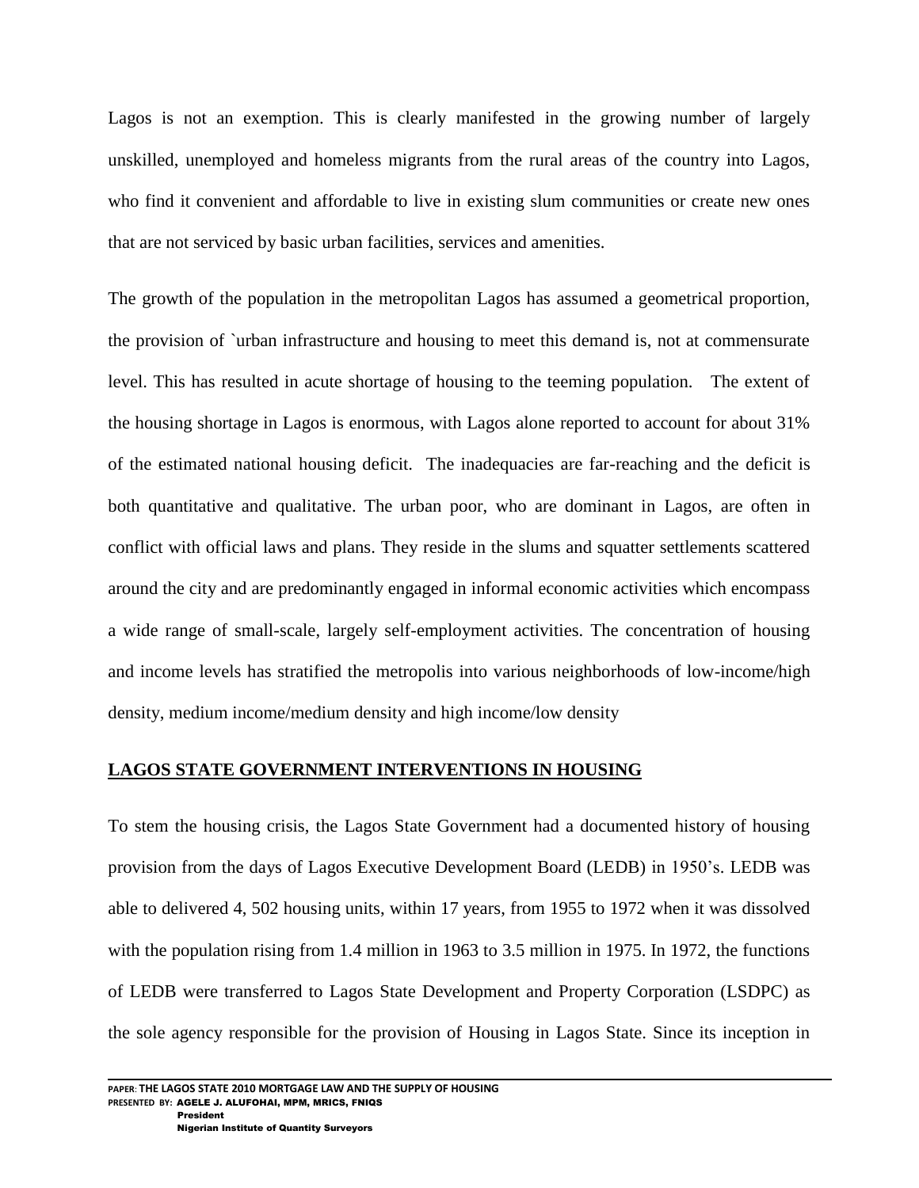Lagos is not an exemption. This is clearly manifested in the growing number of largely unskilled, unemployed and homeless migrants from the rural areas of the country into Lagos, who find it convenient and affordable to live in existing slum communities or create new ones that are not serviced by basic urban facilities, services and amenities.

The growth of the population in the metropolitan Lagos has assumed a geometrical proportion, the provision of `urban infrastructure and housing to meet this demand is, not at commensurate level. This has resulted in acute shortage of housing to the teeming population. The extent of the housing shortage in Lagos is enormous, with Lagos alone reported to account for about 31% of the estimated national housing deficit. The inadequacies are far-reaching and the deficit is both quantitative and qualitative. The urban poor, who are dominant in Lagos, are often in conflict with official laws and plans. They reside in the slums and squatter settlements scattered around the city and are predominantly engaged in informal economic activities which encompass a wide range of small-scale, largely self-employment activities. The concentration of housing and income levels has stratified the metropolis into various neighborhoods of low-income/high density, medium income/medium density and high income/low density

## LAGOS STATE GOVERNMENT INTERVENTIONS IN HOUSING

To stem the housing crisis, the Lagos State Government had a documented history of housing provision from the days of Lagos Executive Development Board (LEDB) in 1950's. LEDB was able to delivered 4, 502 housing units, within 17 years, from 1955 to 1972 when it was dissolved with the population rising from 1.4 million in 1963 to 3.5 million in 1975. In 1972, the functions of LEDB were transferred to Lagos State Development and Property Corporation (LSDPC) as the sole agency responsible for the provision of Housing in Lagos State. Since its inception in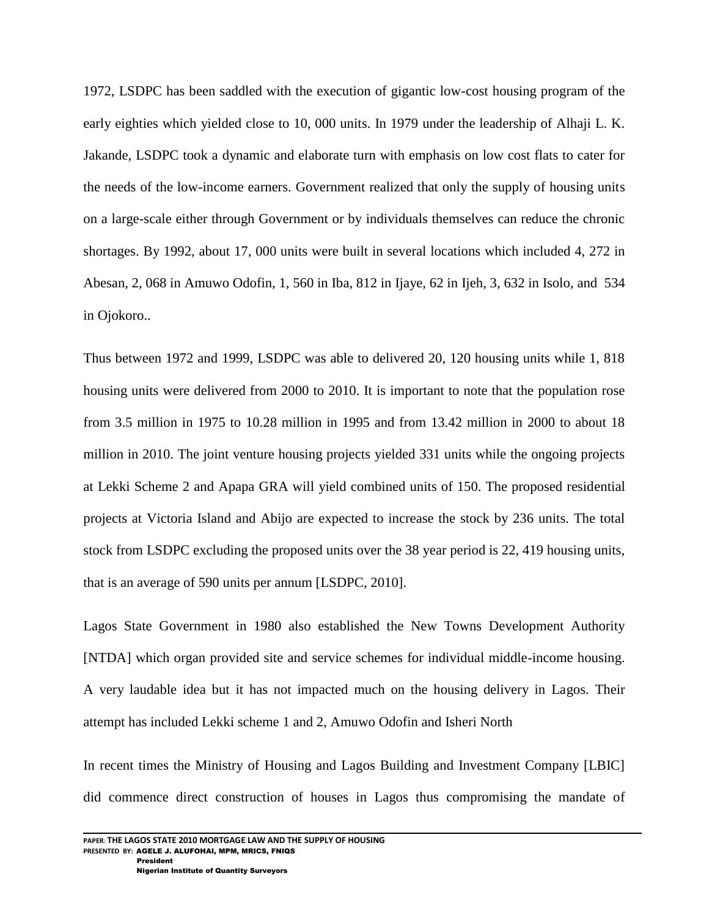1972, LSDPC has been saddled with the execution of gigantic low-cost housing program of the early eighties which yielded close to 10, 000 units. In 1979 under the leadership of Alhaji L. K. Jakande, LSDPC took a dynamic and elaborate turn with emphasis on low cost flats to cater for the needs of the low-income earners. Government realized that only the supply of housing units on a large-scale either through Government or by individuals themselves can reduce the chronic shortages. By 1992, about 17, 000 units were built in several locations which included 4, 272 in Abesan, 2, 068 in Amuwo Odofin, 1, 560 in Iba, 812 in Ijaye, 62 in Ijeh, 3, 632 in Isolo, and 534 in Ojokoro..

Thus between 1972 and 1999, LSDPC was able to delivered 20, 120 housing units while 1, 818 housing units were delivered from 2000 to 2010. It is important to note that the population rose from 3.5 million in 1975 to 10.28 million in 1995 and from 13.42 million in 2000 to about 18 million in 2010. The joint venture housing projects yielded 331 units while the ongoing projects at Lekki Scheme 2 and Apapa GRA will yield combined units of 150. The proposed residential projects at Victoria Island and Abijo are expected to increase the stock by 236 units. The total stock from LSDPC excluding the proposed units over the 38 year period is 22, 419 housing units, that is an average of 590 units per annum [LSDPC, 2010].

Lagos State Government in 1980 also established the New Towns Development Authority [NTDA] which organ provided site and service schemes for individual middle-income housing. A very laudable idea but it has not impacted much on the housing delivery in Lagos. Their attempt has included Lekki scheme 1 and 2, Amuwo Odofin and Isheri North

In recent times the Ministry of Housing and Lagos Building and Investment Company [LBIC] did commence direct construction of houses in Lagos thus compromising the mandate of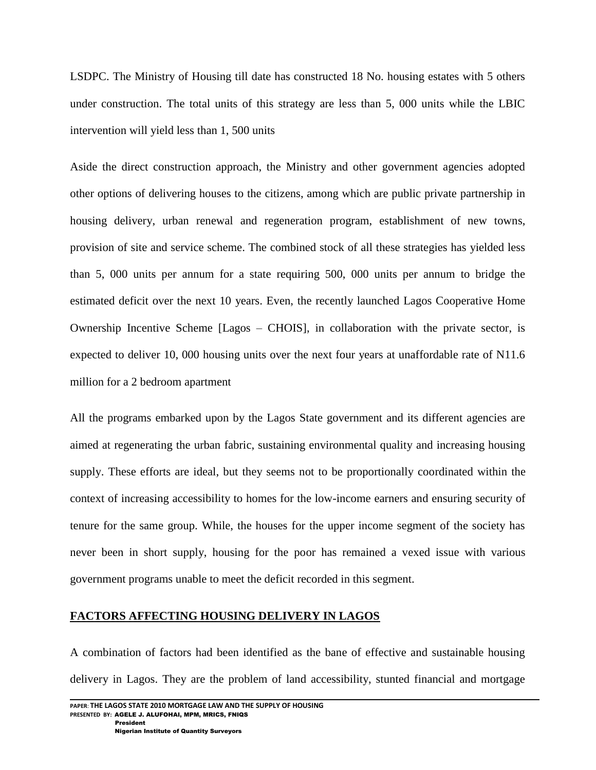LSDPC. The Ministry of Housing till date has constructed 18 No. housing estates with 5 others under construction. The total units of this strategy are less than 5, 000 units while the LBIC intervention will yield less than 1, 500 units

Aside the direct construction approach, the Ministry and other government agencies adopted other options of delivering houses to the citizens, among which are public private partnership in housing delivery, urban renewal and regeneration program, establishment of new towns, provision of site and service scheme. The combined stock of all these strategies has yielded less than 5, 000 units per annum for a state requiring 500, 000 units per annum to bridge the estimated deficit over the next 10 years. Even, the recently launched Lagos Cooperative Home Ownership Incentive Scheme [Lagos – CHOIS], in collaboration with the private sector, is expected to deliver 10, 000 housing units over the next four years at unaffordable rate of N11.6 million for a 2 bedroom apartment

All the programs embarked upon by the Lagos State government and its different agencies are aimed at regenerating the urban fabric, sustaining environmental quality and increasing housing supply. These efforts are ideal, but they seems not to be proportionally coordinated within the context of increasing accessibility to homes for the low-income earners and ensuring security of tenure for the same group. While, the houses for the upper income segment of the society has never been in short supply, housing for the poor has remained a vexed issue with various government programs unable to meet the deficit recorded in this segment.

## FACTORS AFFECTING HOUSING DELIVERY IN LAGOS

A combination of factors had been identified as the bane of effective and sustainable housing delivery in Lagos. They are the problem of land accessibility, stunted financial and mortgage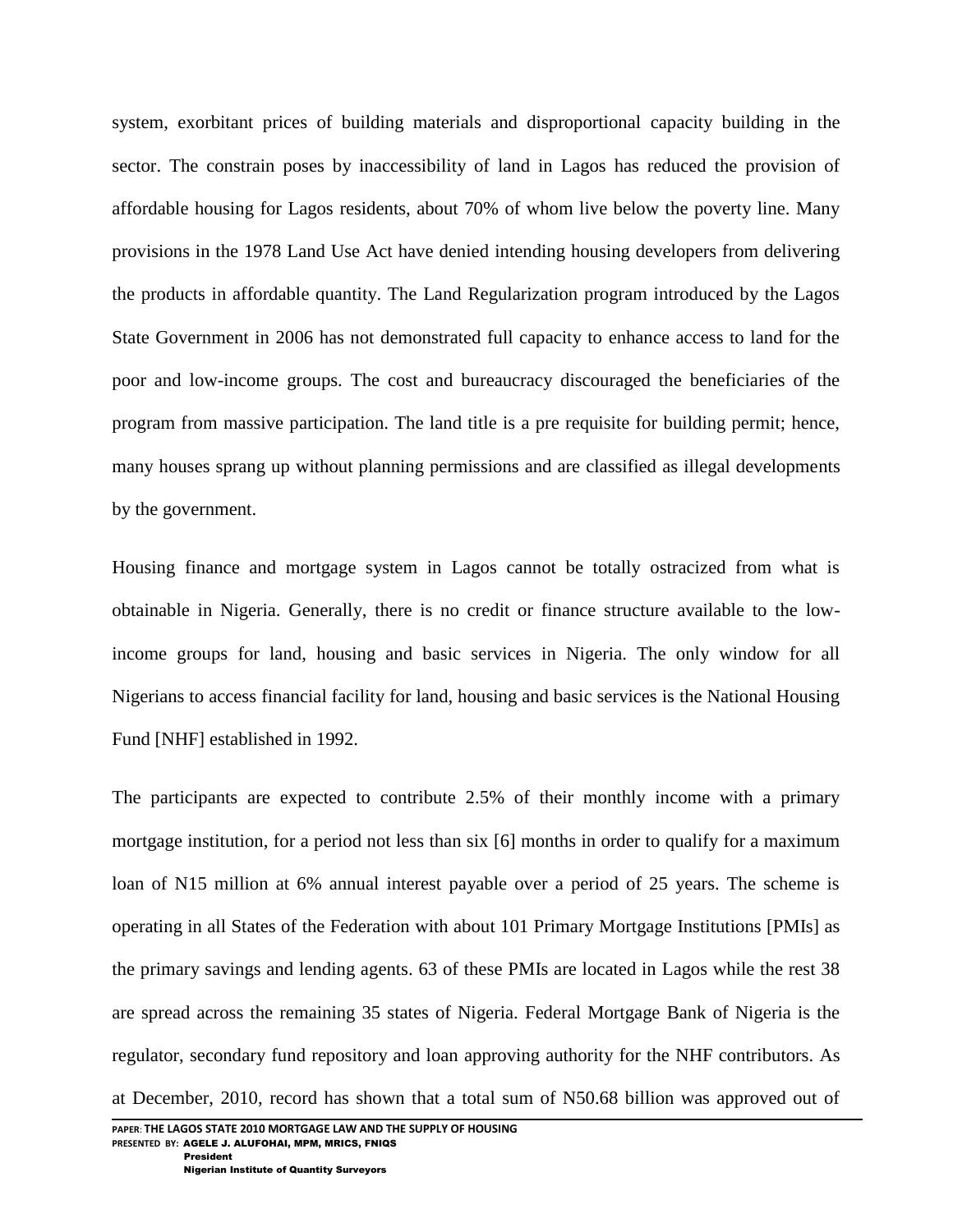system, exorbitant prices of building materials and disproportional capacity building in the sector. The constrain poses by inaccessibility of land in Lagos has reduced the provision of affordable housing for Lagos residents, about 70% of whom live below the poverty line. Many provisions in the 1978 Land Use Act have denied intending housing developers from delivering the products in affordable quantity. The Land Regularization program introduced by the Lagos State Government in 2006 has not demonstrated full capacity to enhance access to land for the poor and low-income groups. The cost and bureaucracy discouraged the beneficiaries of the program from massive participation. The land title is a pre requisite for building permit; hence, many houses sprang up without planning permissions and are classified as illegal developments by the government.

Housing finance and mortgage system in Lagos cannot be totally ostracized from what is obtainable in Nigeria. Generally, there is no credit or finance structure available to the low-income groups for land, housing and basic services in Nigeria. The only window for all Nigerians to access financial facility for land, housing and basic services is the National Housing Fund [NHF] established in 1992.

The participants are expected to contribute 2.5% of their monthly income with a primary mortgage institution, for a period not less than six [6] months in order to qualify for a maximum loan of N15 million at 6% annual interest payable over a period of 25 years. The scheme is operating in all States of the Federation with about 101 Primary Mortgage Institutions [PMIs] as the primary savings and lending agents. 63 of these PMIs are located in Lagos while the rest 38 are spread across the remaining 35 states of Nigeria. Federal Mortgage Bank of Nigeria is the regulator, secondary fund repository and loan approving authority for the NHF contributors. As at December, 2010, record has shown that a total sum of N50.68 billion was approved out of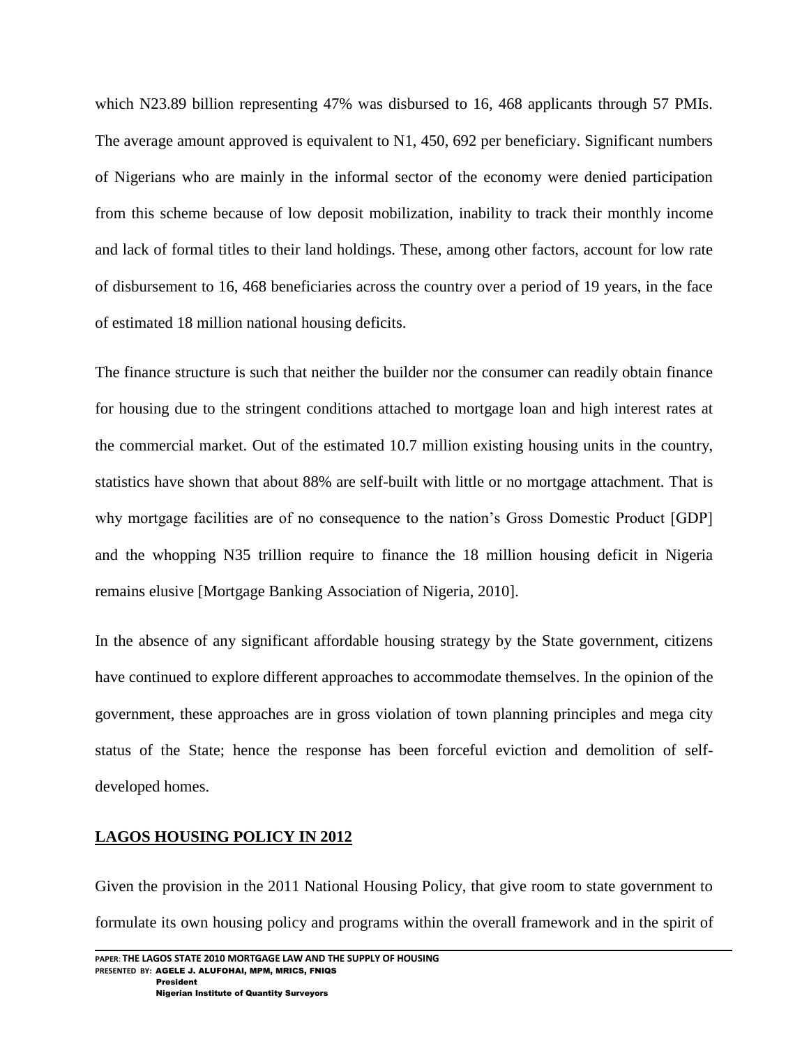which N23.89 billion representing 47% was disbursed to 16, 468 applicants through 57 PMIs. The average amount approved is equivalent to N1, 450, 692 per beneficiary. Significant numbers of Nigerians who are mainly in the informal sector of the economy were denied participation from this scheme because of low deposit mobilization, inability to track their monthly income and lack of formal titles to their land holdings. These, among other factors, account for low rate of disbursement to 16, 468 beneficiaries across the country over a period of 19 years, in the face of estimated 18 million national housing deficits.

The finance structure is such that neither the builder nor the consumer can readily obtain finance for housing due to the stringent conditions attached to mortgage loan and high interest rates at the commercial market. Out of the estimated 10.7 million existing housing units in the country, statistics have shown that about 88% are self-built with little or no mortgage attachment. That is why mortgage facilities are of no consequence to the nation's Gross Domestic Product [GDP] and the whopping N35 trillion require to finance the 18 million housing deficit in Nigeria remains elusive [Mortgage Banking Association of Nigeria, 2010].

In the absence of any significant affordable housing strategy by the State government, citizens have continued to explore different approaches to accommodate themselves. In the opinion of the government, these approaches are in gross violation of town planning principles and mega city status of the State; hence the response has been forceful eviction and demolition of self-developed homes.

## LAGOS HOUSING POLICY IN 2012

Given the provision in the 2011 National Housing Policy, that give room to state government to formulate its own housing policy and programs within the overall framework and in the spirit of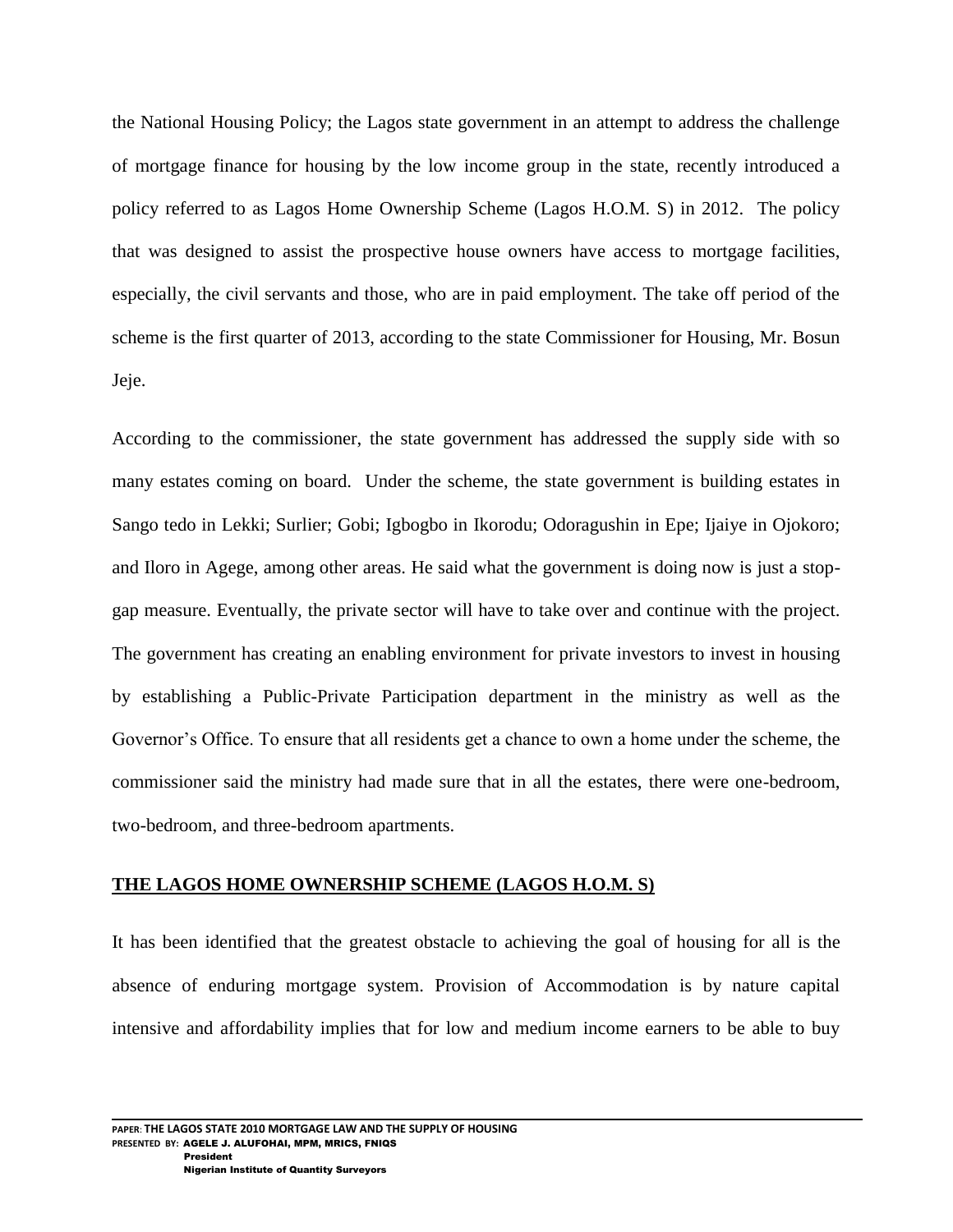the National Housing Policy; the Lagos state government in an attempt to address the challenge of mortgage finance for housing by the low income group in the state, recently introduced a policy referred to as Lagos Home Ownership Scheme (Lagos H.O.M. S) in 2012. The policy that was designed to assist the prospective house owners have access to mortgage facilities, especially, the civil servants and those, who are in paid employment. The take off period of the scheme is the first quarter of 2013, according to the state Commissioner for Housing, Mr. Bosun Jeje.

According to the commissioner, the state government has addressed the supply side with so many estates coming on board. Under the scheme, the state government is building estates in Sango tedo in Lekki; Surlier; Gobi; Igbogbo in Ikorodu; Odoragushin in Epe; Ijaiye in Ojokoro; and Iloro in Agege, among other areas. He said what the government is doing now is just a stop-gap measure. Eventually, the private sector will have to take over and continue with the project. The government has creating an enabling environment for private investors to invest in housing by establishing a Public-Private Participation department in the ministry as well as the Governor's Office. To ensure that all residents get a chance to own a home under the scheme, the commissioner said the ministry had made sure that in all the estates, there were one-bedroom, two-bedroom, and three-bedroom apartments.

## THE LAGOS HOME OWNERSHIP SCHEME (LAGOS H.O.M. S)

It has been identified that the greatest obstacle to achieving the goal of housing for all is the absence of enduring mortgage system. Provision of Accommodation is by nature capital intensive and affordability implies that for low and medium income earners to be able to buy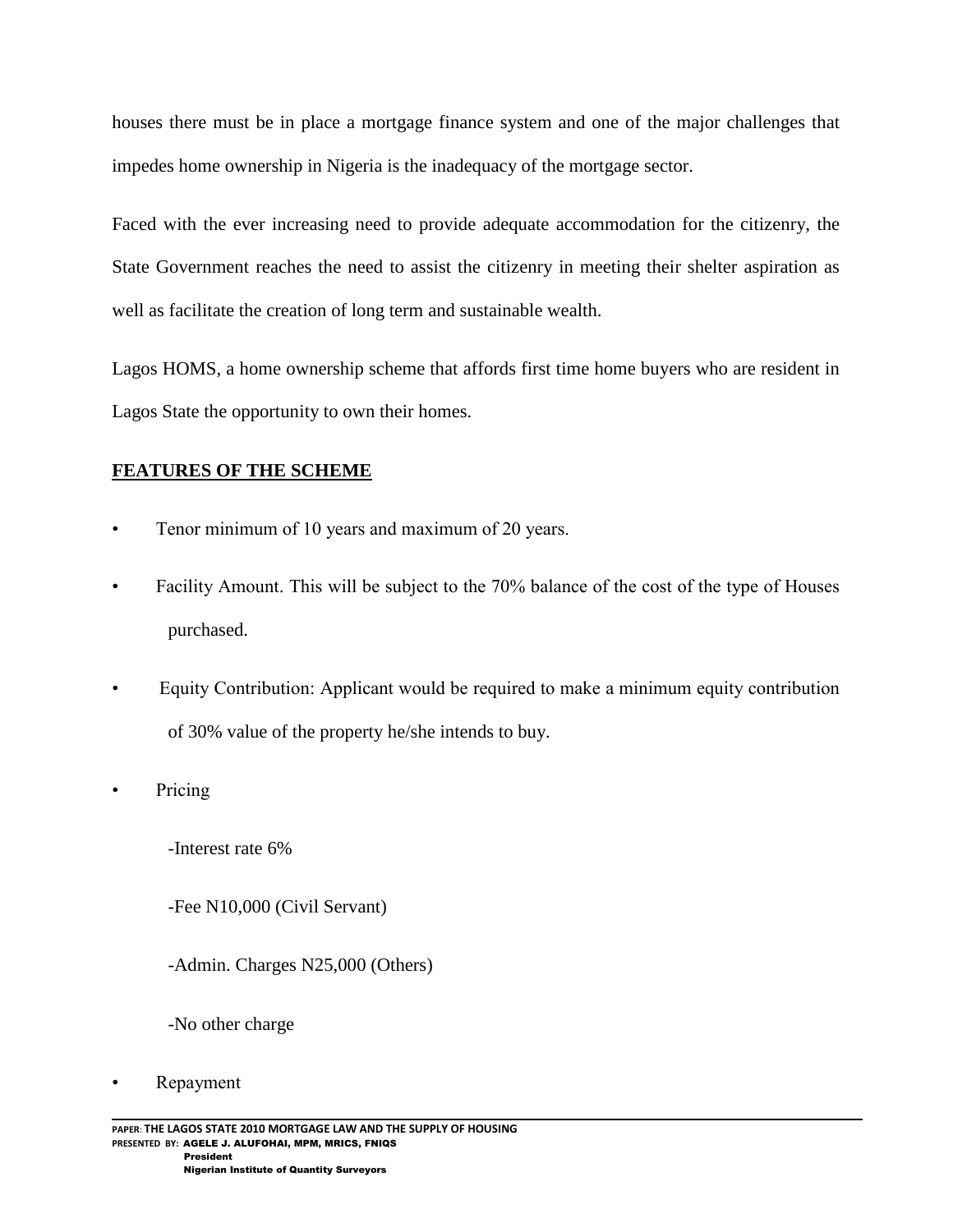houses there must be in place a mortgage finance system and one of the major challenges that impedes home ownership in Nigeria is the inadequacy of the mortgage sector.

Faced with the ever increasing need to provide adequate accommodation for the citizenry, the State Government reaches the need to assist the citizenry in meeting their shelter aspiration as well as facilitate the creation of long term and sustainable wealth.

Lagos HOMS, a home ownership scheme that affords first time home buyers who are resident in Lagos State the opportunity to own their homes.

**FEATURES OF THE SCHEME**

- Tenor minimum of 10 years and maximum of 20 years.
- Facility Amount. This will be subject to the 70% balance of the cost of the type of Houses purchased.
- Equity Contribution: Applicant would be required to make a minimum equity contribution of 30% value of the property he/she intends to buy.
- Pricing

  -Interest rate 6%

  -Fee N10,000 (Civil Servant)

  -Admin. Charges N25,000 (Others)

  -No other charge

- Repayment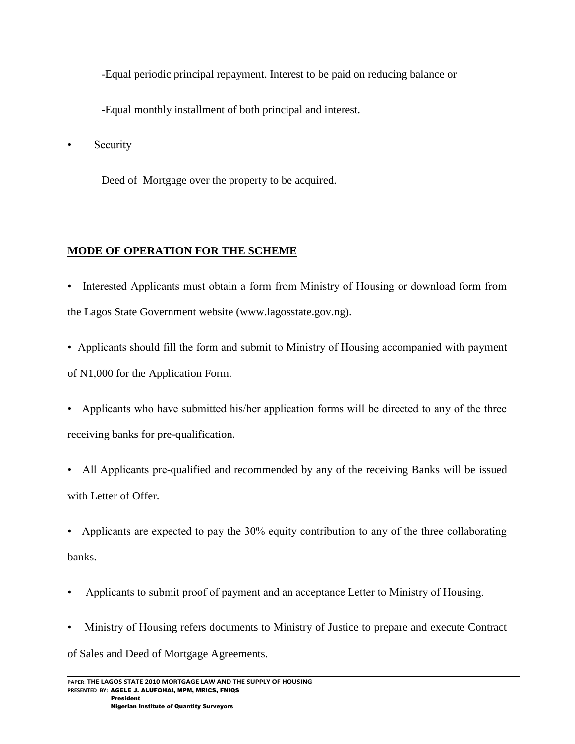-Equal periodic principal repayment. Interest to be paid on reducing balance or

-Equal monthly installment of both principal and interest.

- Security

  Deed of Mortgage over the property to be acquired.

**MODE OF OPERATION FOR THE SCHEME**

- Interested Applicants must obtain a form from Ministry of Housing or download form from the Lagos State Government website (www.lagosstate.gov.ng).
- Applicants should fill the form and submit to Ministry of Housing accompanied with payment of N1,000 for the Application Form.
- Applicants who have submitted his/her application forms will be directed to any of the three receiving banks for pre-qualification.
- All Applicants pre-qualified and recommended by any of the receiving Banks will be issued with Letter of Offer.
- Applicants are expected to pay the 30% equity contribution to any of the three collaborating banks.
- Applicants to submit proof of payment and an acceptance Letter to Ministry of Housing.
- Ministry of Housing refers documents to Ministry of Justice to prepare and execute Contract of Sales and Deed of Mortgage Agreements.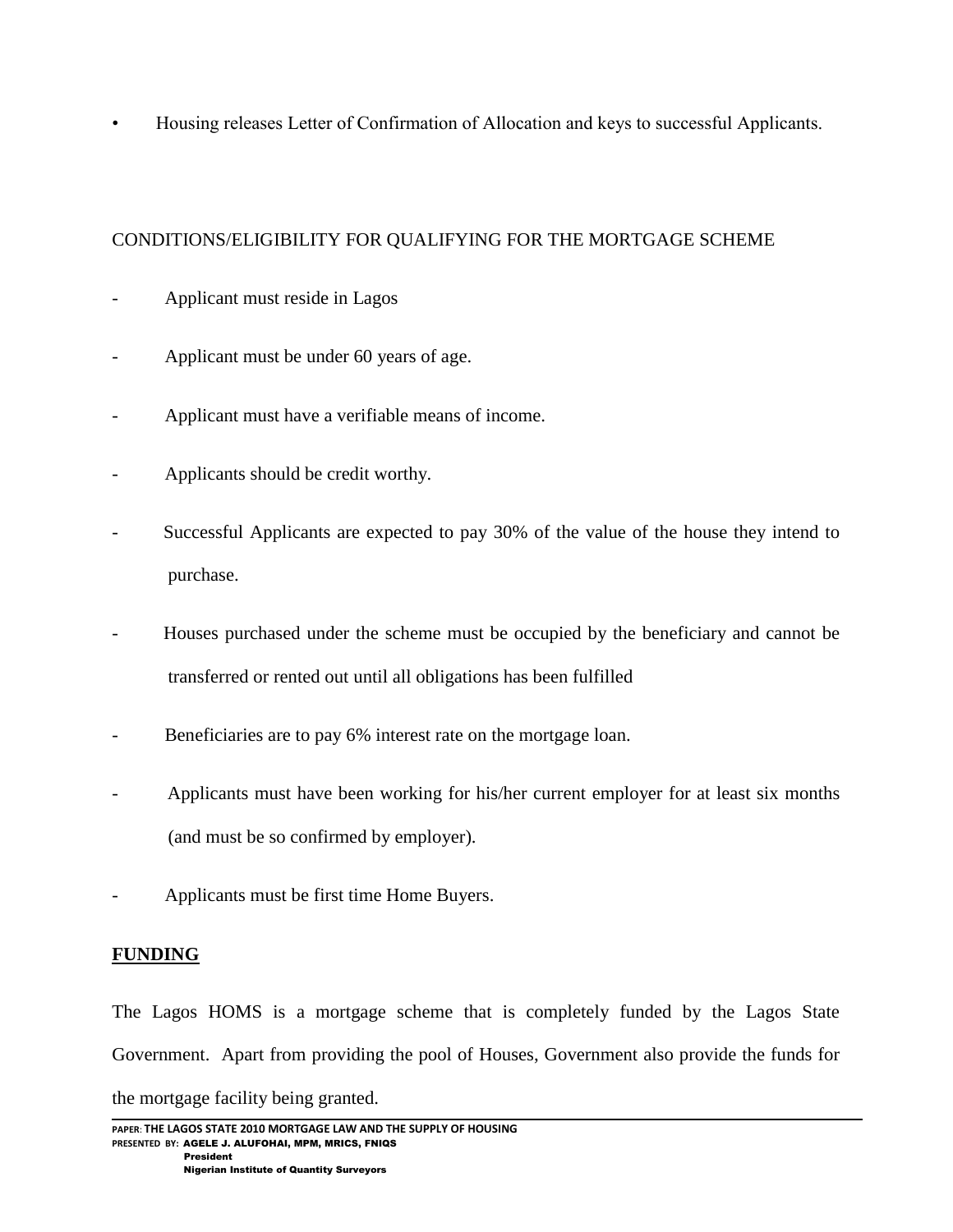- Housing releases Letter of Confirmation of Allocation and keys to successful Applicants.

CONDITIONS/ELIGIBILITY FOR QUALIFYING FOR THE MORTGAGE SCHEME

- Applicant must reside in Lagos
- Applicant must be under 60 years of age.
- Applicant must have a verifiable means of income.
- Applicants should be credit worthy.
- Successful Applicants are expected to pay 30% of the value of the house they intend to purchase.
- Houses purchased under the scheme must be occupied by the beneficiary and cannot be transferred or rented out until all obligations has been fulfilled
- Beneficiaries are to pay 6% interest rate on the mortgage loan.
- Applicants must have been working for his/her current employer for at least six months (and must be so confirmed by employer).
- Applicants must be first time Home Buyers.

**FUNDING**

The Lagos HOMS is a mortgage scheme that is completely funded by the Lagos State Government. Apart from providing the pool of Houses, Government also provide the funds for the mortgage facility being granted.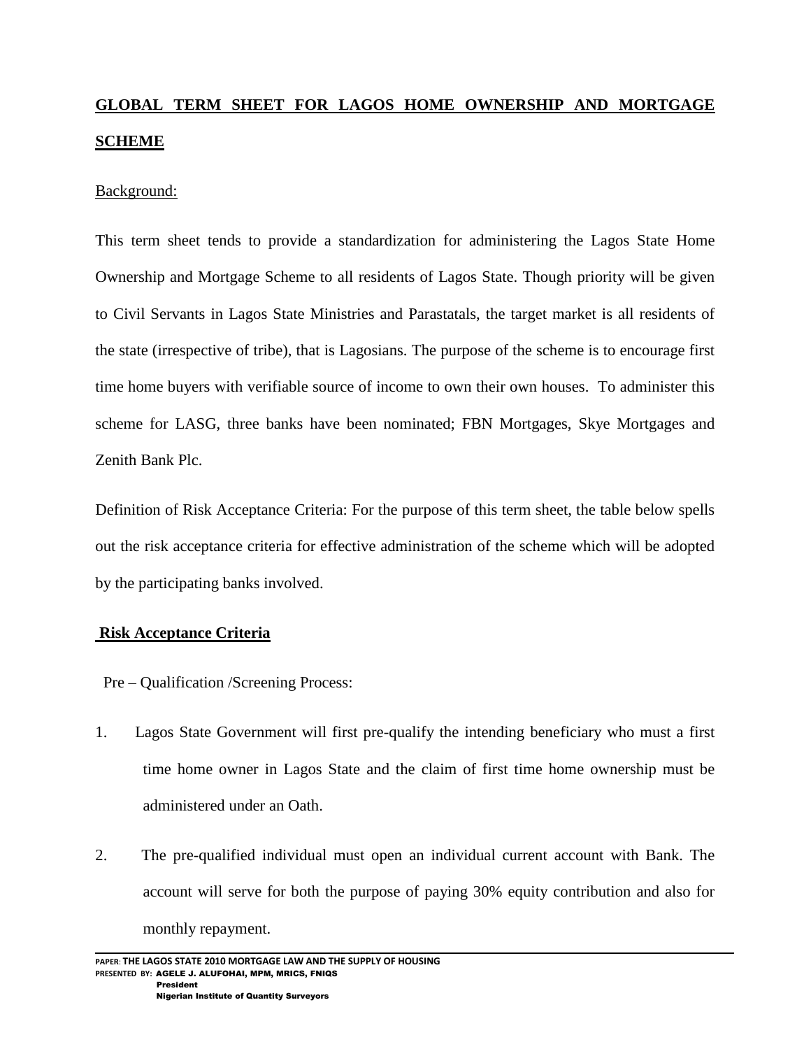## GLOBAL TERM SHEET FOR LAGOS HOME OWNERSHIP AND MORTGAGE SCHEME

Background:

This term sheet tends to provide a standardization for administering the Lagos State Home Ownership and Mortgage Scheme to all residents of Lagos State. Though priority will be given to Civil Servants in Lagos State Ministries and Parastatals, the target market is all residents of the state (irrespective of tribe), that is Lagosians. The purpose of the scheme is to encourage first time home buyers with verifiable source of income to own their own houses. To administer this scheme for LASG, three banks have been nominated; FBN Mortgages, Skye Mortgages and Zenith Bank Plc.

Definition of Risk Acceptance Criteria: For the purpose of this term sheet, the table below spells out the risk acceptance criteria for effective administration of the scheme which will be adopted by the participating banks involved.

### Risk Acceptance Criteria

Pre – Qualification /Screening Process:

1. Lagos State Government will first pre-qualify the intending beneficiary who must a first time home owner in Lagos State and the claim of first time home ownership must be administered under an Oath.

2. The pre-qualified individual must open an individual current account with Bank. The account will serve for both the purpose of paying 30% equity contribution and also for monthly repayment.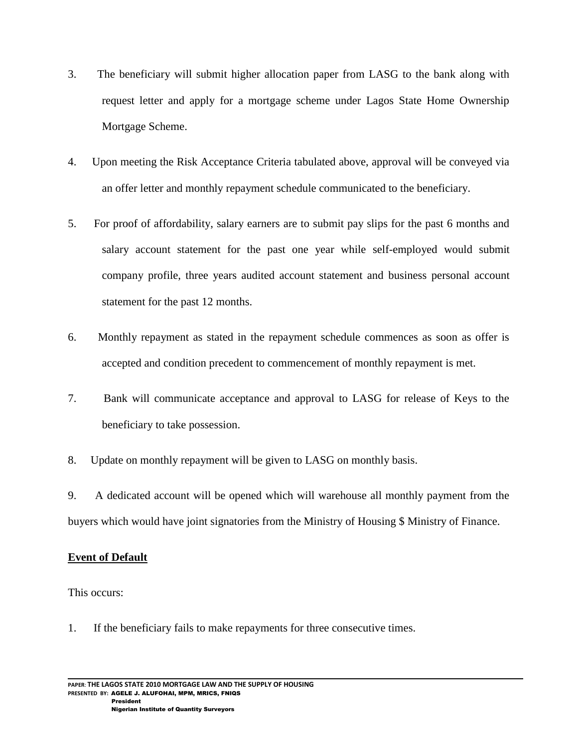3. The beneficiary will submit higher allocation paper from LASG to the bank along with request letter and apply for a mortgage scheme under Lagos State Home Ownership Mortgage Scheme.

4. Upon meeting the Risk Acceptance Criteria tabulated above, approval will be conveyed via an offer letter and monthly repayment schedule communicated to the beneficiary.

5. For proof of affordability, salary earners are to submit pay slips for the past 6 months and salary account statement for the past one year while self-employed would submit company profile, three years audited account statement and business personal account statement for the past 12 months.

6. Monthly repayment as stated in the repayment schedule commences as soon as offer is accepted and condition precedent to commencement of monthly repayment is met.

7. Bank will communicate acceptance and approval to LASG for release of Keys to the beneficiary to take possession.

8. Update on monthly repayment will be given to LASG on monthly basis.

9. A dedicated account will be opened which will warehouse all monthly payment from the buyers which would have joint signatories from the Ministry of Housing $ Ministry of Finance.

**Event of Default**

This occurs:

1. If the beneficiary fails to make repayments for three consecutive times.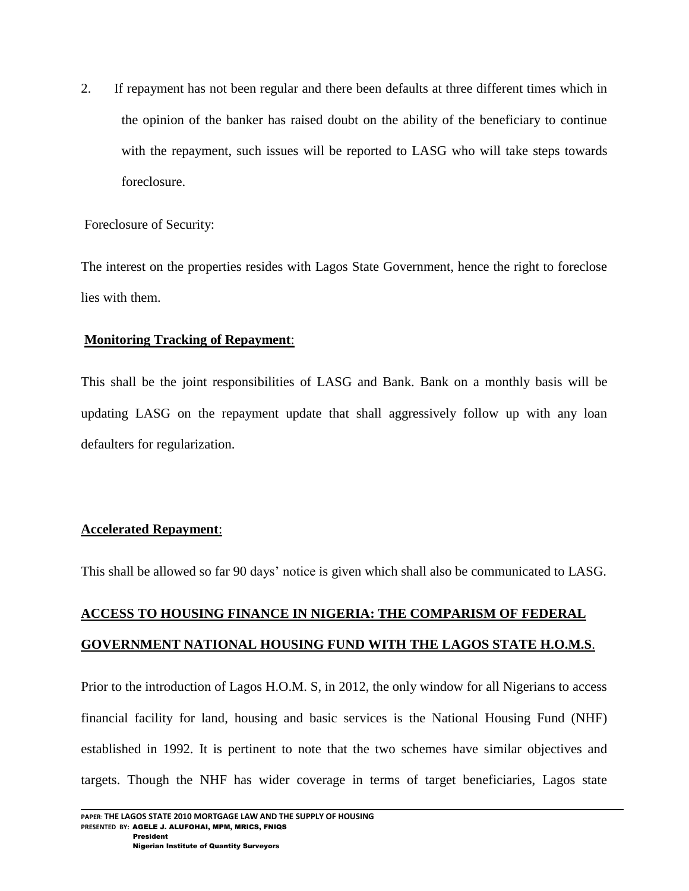2. If repayment has not been regular and there been defaults at three different times which in the opinion of the banker has raised doubt on the ability of the beneficiary to continue with the repayment, such issues will be reported to LASG who will take steps towards foreclosure.

Foreclosure of Security:

The interest on the properties resides with Lagos State Government, hence the right to foreclose lies with them.

**Monitoring Tracking of Repayment**:

This shall be the joint responsibilities of LASG and Bank. Bank on a monthly basis will be updating LASG on the repayment update that shall aggressively follow up with any loan defaulters for regularization.

**Accelerated Repayment**:

This shall be allowed so far 90 days' notice is given which shall also be communicated to LASG.

**ACCESS TO HOUSING FINANCE IN NIGERIA: THE COMPARISM OF FEDERAL GOVERNMENT NATIONAL HOUSING FUND WITH THE LAGOS STATE H.O.M.S**.

Prior to the introduction of Lagos H.O.M. S, in 2012, the only window for all Nigerians to access financial facility for land, housing and basic services is the National Housing Fund (NHF) established in 1992. It is pertinent to note that the two schemes have similar objectives and targets. Though the NHF has wider coverage in terms of target beneficiaries, Lagos state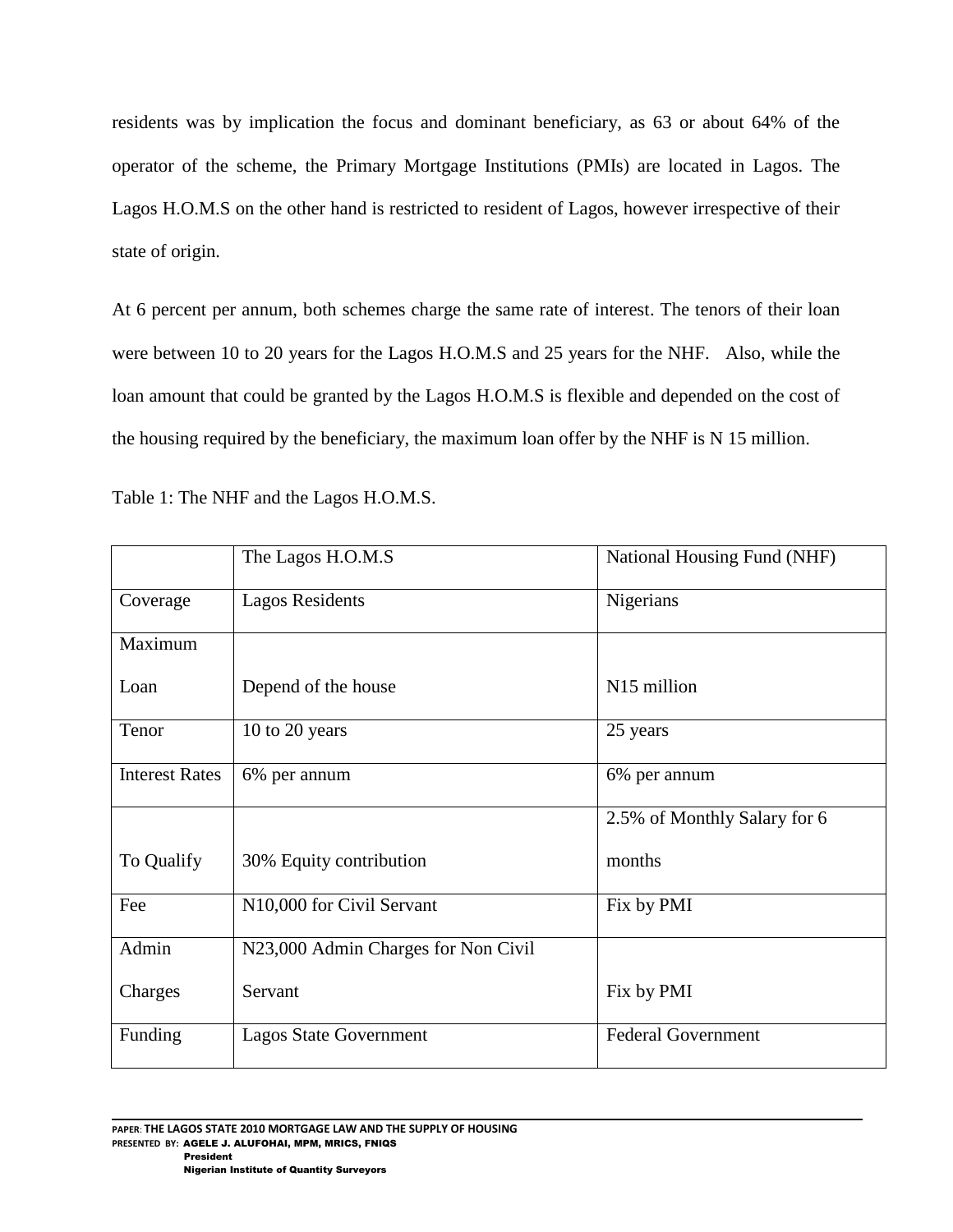residents was by implication the focus and dominant beneficiary, as 63 or about 64% of the operator of the scheme, the Primary Mortgage Institutions (PMIs) are located in Lagos. The Lagos H.O.M.S on the other hand is restricted to resident of Lagos, however irrespective of their state of origin.

At 6 percent per annum, both schemes charge the same rate of interest. The tenors of their loan were between 10 to 20 years for the Lagos H.O.M.S and 25 years for the NHF. Also, while the loan amount that could be granted by the Lagos H.O.M.S is flexible and depended on the cost of the housing required by the beneficiary, the maximum loan offer by the NHF is N 15 million.

Table 1: The NHF and the Lagos H.O.M.S.

| | The Lagos H.O.M.S | National Housing Fund (NHF) |
|---|---|---|
| Coverage | Lagos Residents | Nigerians |
| Maximum Loan | Depend of the house | N15 million |
| Tenor | 10 to 20 years | 25 years |
| Interest Rates | 6% per annum | 6% per annum |
| To Qualify | 30% Equity contribution | 2.5% of Monthly Salary for 6 months |
| Fee | N10,000 for Civil Servant | Fix by PMI |
| Admin Charges | N23,000 Admin Charges for Non Civil Servant | Fix by PMI |
| Funding | Lagos State Government | Federal Government |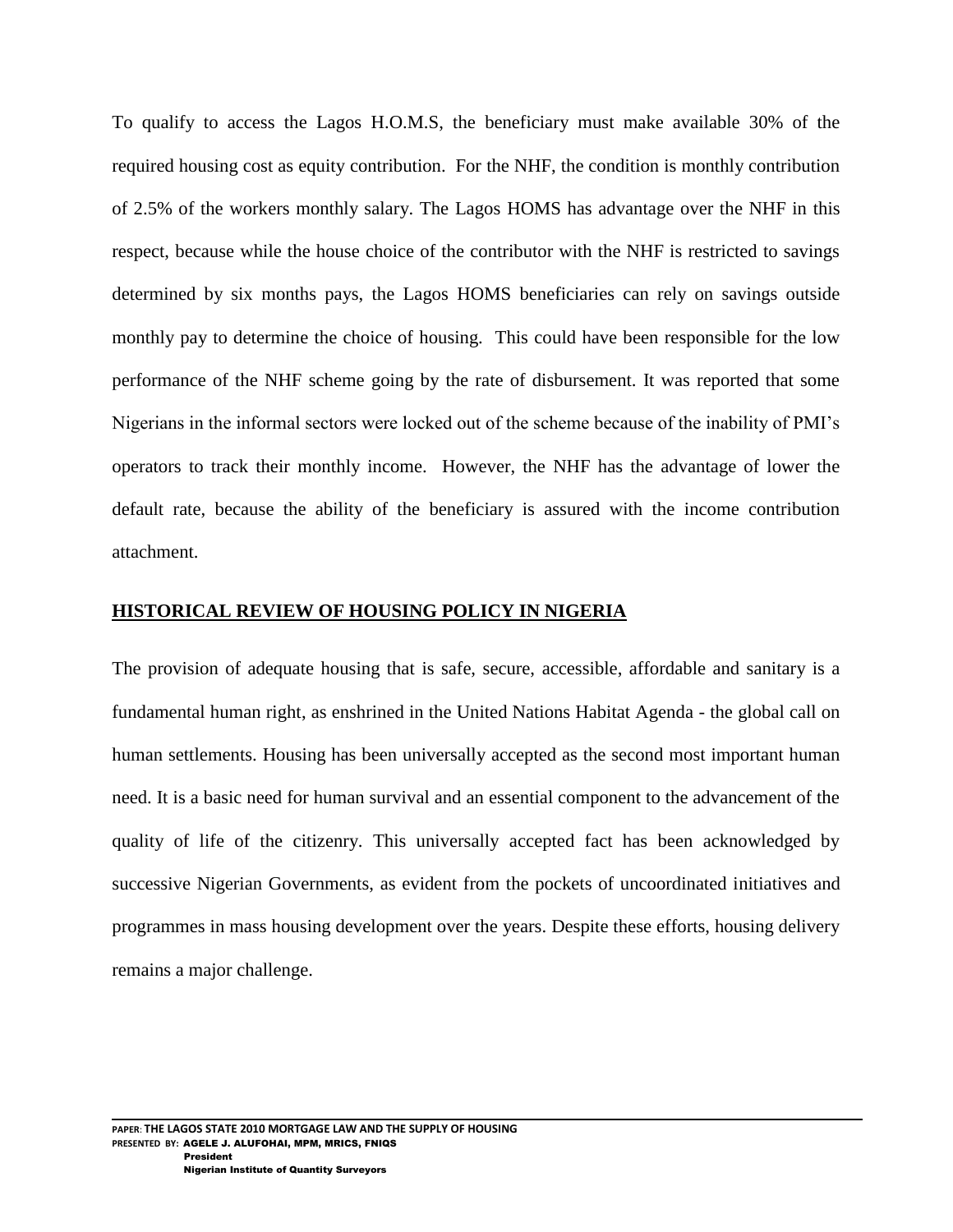To qualify to access the Lagos H.O.M.S, the beneficiary must make available 30% of the required housing cost as equity contribution. For the NHF, the condition is monthly contribution of 2.5% of the workers monthly salary. The Lagos HOMS has advantage over the NHF in this respect, because while the house choice of the contributor with the NHF is restricted to savings determined by six months pays, the Lagos HOMS beneficiaries can rely on savings outside monthly pay to determine the choice of housing. This could have been responsible for the low performance of the NHF scheme going by the rate of disbursement. It was reported that some Nigerians in the informal sectors were locked out of the scheme because of the inability of PMI's operators to track their monthly income. However, the NHF has the advantage of lower the default rate, because the ability of the beneficiary is assured with the income contribution attachment.

## HISTORICAL REVIEW OF HOUSING POLICY IN NIGERIA

The provision of adequate housing that is safe, secure, accessible, affordable and sanitary is a fundamental human right, as enshrined in the United Nations Habitat Agenda - the global call on human settlements. Housing has been universally accepted as the second most important human need. It is a basic need for human survival and an essential component to the advancement of the quality of life of the citizenry. This universally accepted fact has been acknowledged by successive Nigerian Governments, as evident from the pockets of uncoordinated initiatives and programmes in mass housing development over the years. Despite these efforts, housing delivery remains a major challenge.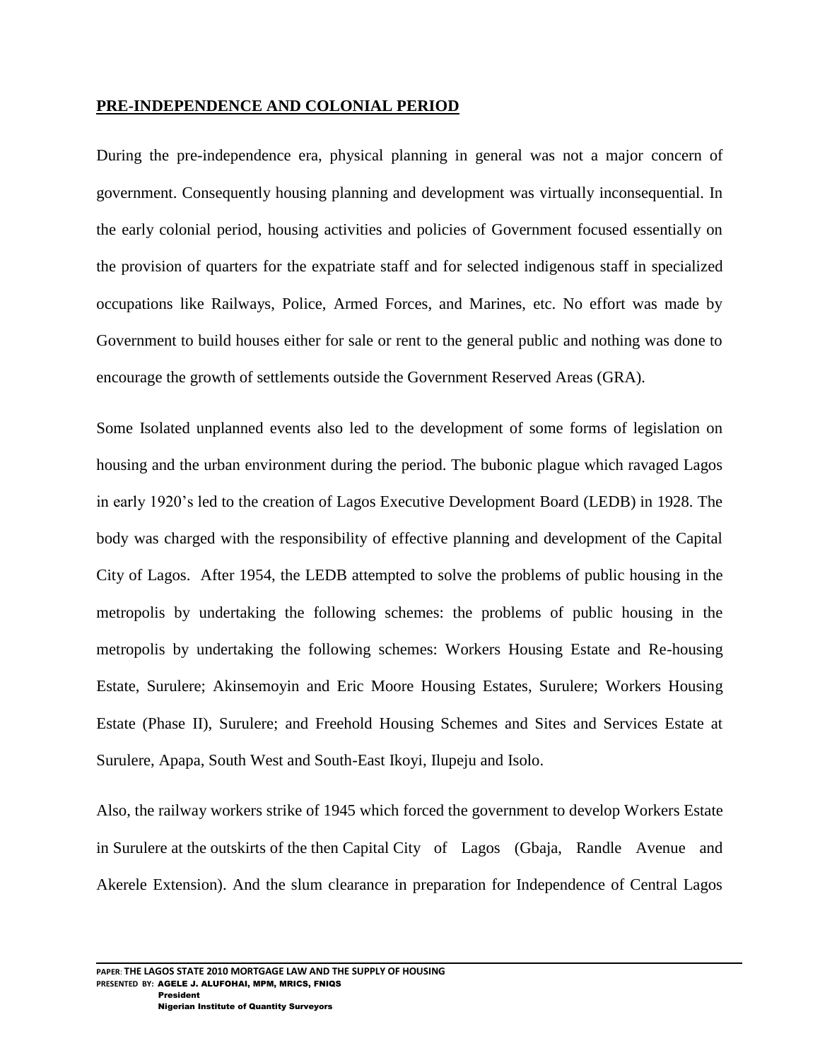## PRE-INDEPENDENCE AND COLONIAL PERIOD

During the pre-independence era, physical planning in general was not a major concern of government. Consequently housing planning and development was virtually inconsequential. In the early colonial period, housing activities and policies of Government focused essentially on the provision of quarters for the expatriate staff and for selected indigenous staff in specialized occupations like Railways, Police, Armed Forces, and Marines, etc. No effort was made by Government to build houses either for sale or rent to the general public and nothing was done to encourage the growth of settlements outside the Government Reserved Areas (GRA).

Some Isolated unplanned events also led to the development of some forms of legislation on housing and the urban environment during the period. The bubonic plague which ravaged Lagos in early 1920's led to the creation of Lagos Executive Development Board (LEDB) in 1928. The body was charged with the responsibility of effective planning and development of the Capital City of Lagos. After 1954, the LEDB attempted to solve the problems of public housing in the metropolis by undertaking the following schemes: the problems of public housing in the metropolis by undertaking the following schemes: Workers Housing Estate and Re-housing Estate, Surulere; Akinsemoyin and Eric Moore Housing Estates, Surulere; Workers Housing Estate (Phase II), Surulere; and Freehold Housing Schemes and Sites and Services Estate at Surulere, Apapa, South West and South-East Ikoyi, Ilupeju and Isolo.

Also, the railway workers strike of 1945 which forced the government to develop Workers Estate in Surulere at the outskirts of the then Capital City of Lagos (Gbaja, Randle Avenue and Akerele Extension). And the slum clearance in preparation for Independence of Central Lagos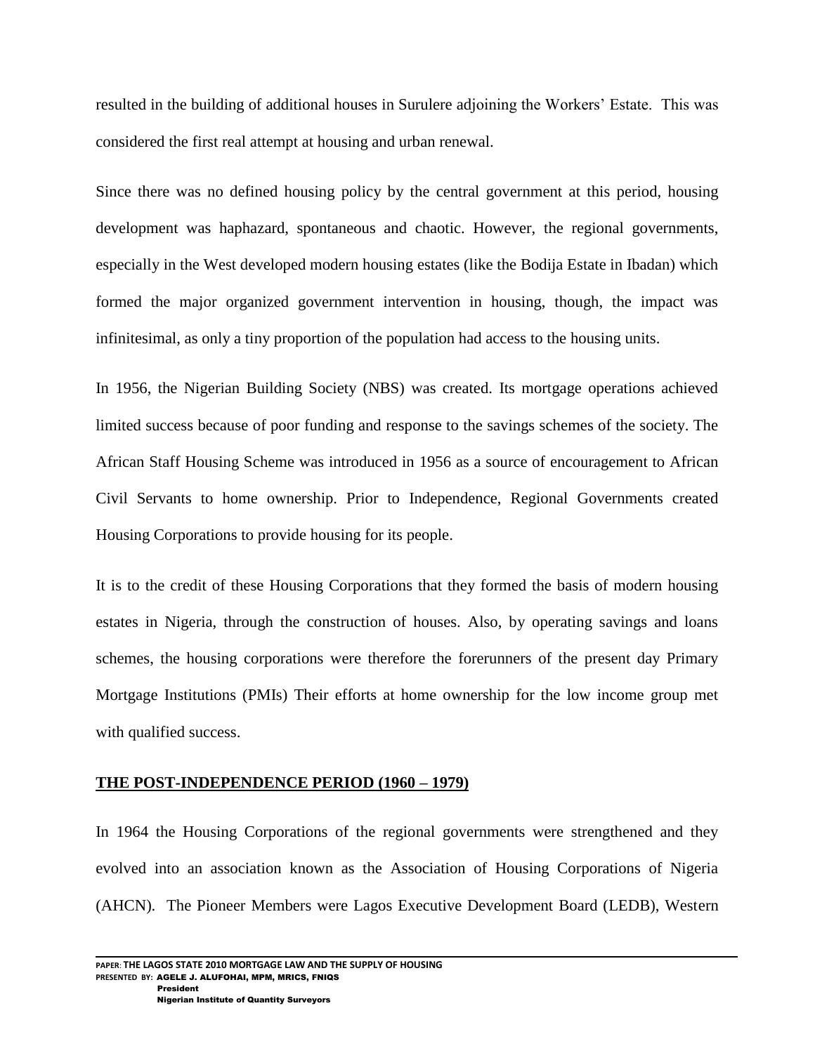resulted in the building of additional houses in Surulere adjoining the Workers' Estate. This was considered the first real attempt at housing and urban renewal.

Since there was no defined housing policy by the central government at this period, housing development was haphazard, spontaneous and chaotic. However, the regional governments, especially in the West developed modern housing estates (like the Bodija Estate in Ibadan) which formed the major organized government intervention in housing, though, the impact was infinitesimal, as only a tiny proportion of the population had access to the housing units.

In 1956, the Nigerian Building Society (NBS) was created. Its mortgage operations achieved limited success because of poor funding and response to the savings schemes of the society. The African Staff Housing Scheme was introduced in 1956 as a source of encouragement to African Civil Servants to home ownership. Prior to Independence, Regional Governments created Housing Corporations to provide housing for its people.

It is to the credit of these Housing Corporations that they formed the basis of modern housing estates in Nigeria, through the construction of houses. Also, by operating savings and loans schemes, the housing corporations were therefore the forerunners of the present day Primary Mortgage Institutions (PMIs) Their efforts at home ownership for the low income group met with qualified success.

## THE POST-INDEPENDENCE PERIOD (1960 – 1979)

In 1964 the Housing Corporations of the regional governments were strengthened and they evolved into an association known as the Association of Housing Corporations of Nigeria (AHCN). The Pioneer Members were Lagos Executive Development Board (LEDB), Western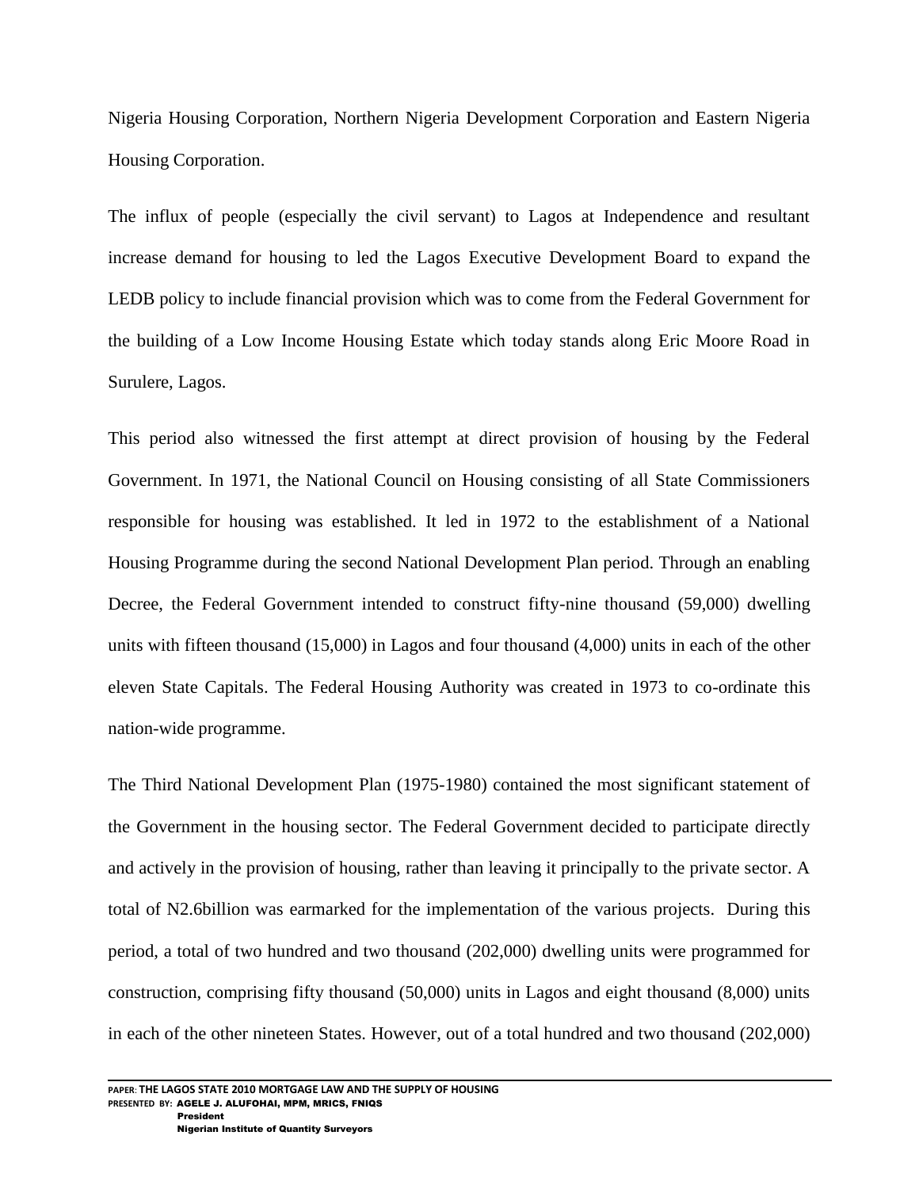Nigeria Housing Corporation, Northern Nigeria Development Corporation and Eastern Nigeria Housing Corporation.

The influx of people (especially the civil servant) to Lagos at Independence and resultant increase demand for housing to led the Lagos Executive Development Board to expand the LEDB policy to include financial provision which was to come from the Federal Government for the building of a Low Income Housing Estate which today stands along Eric Moore Road in Surulere, Lagos.

This period also witnessed the first attempt at direct provision of housing by the Federal Government. In 1971, the National Council on Housing consisting of all State Commissioners responsible for housing was established. It led in 1972 to the establishment of a National Housing Programme during the second National Development Plan period. Through an enabling Decree, the Federal Government intended to construct fifty-nine thousand (59,000) dwelling units with fifteen thousand (15,000) in Lagos and four thousand (4,000) units in each of the other eleven State Capitals. The Federal Housing Authority was created in 1973 to co-ordinate this nation-wide programme.

The Third National Development Plan (1975-1980) contained the most significant statement of the Government in the housing sector. The Federal Government decided to participate directly and actively in the provision of housing, rather than leaving it principally to the private sector. A total of N2.6billion was earmarked for the implementation of the various projects. During this period, a total of two hundred and two thousand (202,000) dwelling units were programmed for construction, comprising fifty thousand (50,000) units in Lagos and eight thousand (8,000) units in each of the other nineteen States. However, out of a total hundred and two thousand (202,000)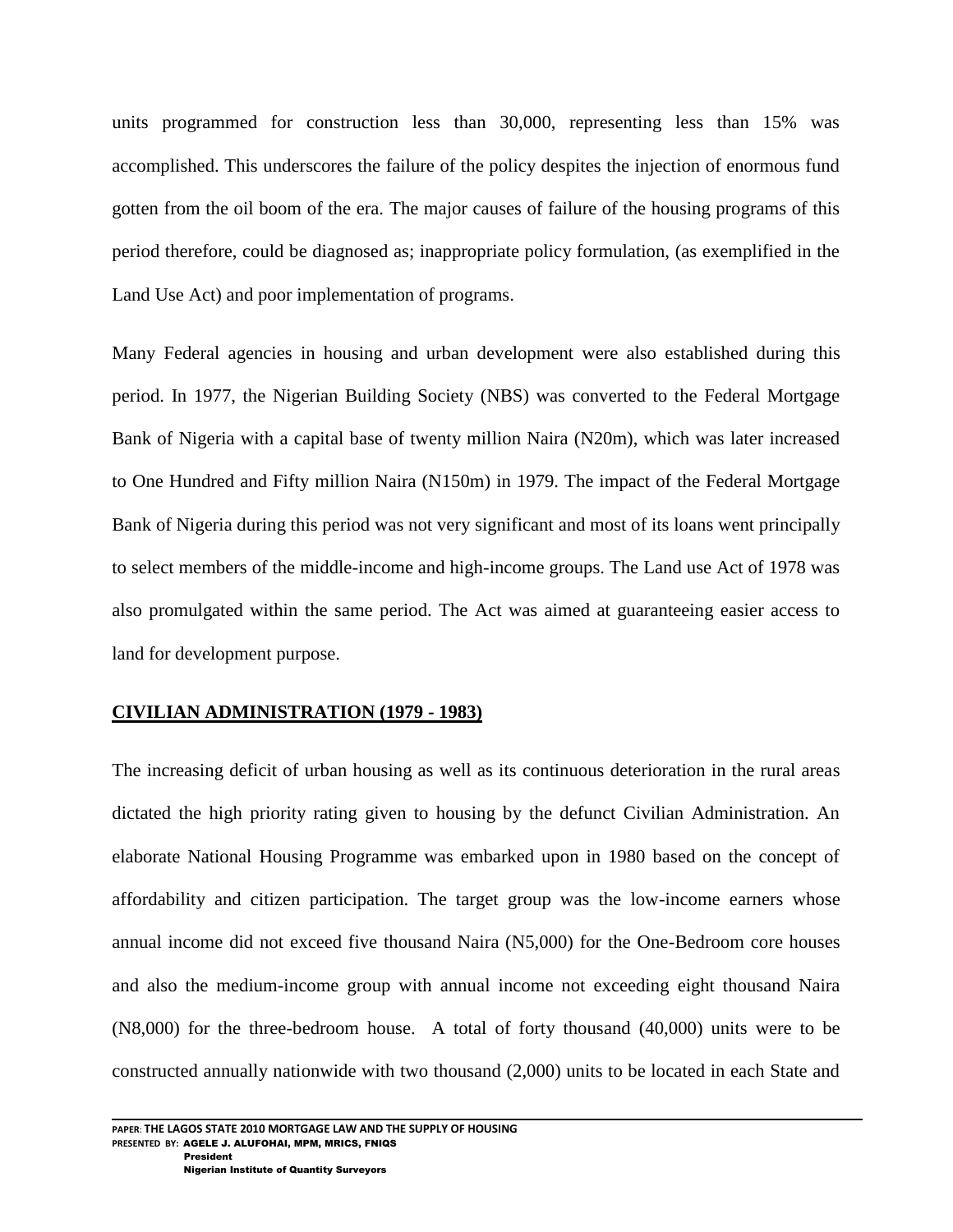units programmed for construction less than 30,000, representing less than 15% was accomplished. This underscores the failure of the policy despites the injection of enormous fund gotten from the oil boom of the era. The major causes of failure of the housing programs of this period therefore, could be diagnosed as; inappropriate policy formulation, (as exemplified in the Land Use Act) and poor implementation of programs.

Many Federal agencies in housing and urban development were also established during this period. In 1977, the Nigerian Building Society (NBS) was converted to the Federal Mortgage Bank of Nigeria with a capital base of twenty million Naira (N20m), which was later increased to One Hundred and Fifty million Naira (N150m) in 1979. The impact of the Federal Mortgage Bank of Nigeria during this period was not very significant and most of its loans went principally to select members of the middle-income and high-income groups. The Land use Act of 1978 was also promulgated within the same period. The Act was aimed at guaranteeing easier access to land for development purpose.

## CIVILIAN ADMINISTRATION (1979 - 1983)

The increasing deficit of urban housing as well as its continuous deterioration in the rural areas dictated the high priority rating given to housing by the defunct Civilian Administration. An elaborate National Housing Programme was embarked upon in 1980 based on the concept of affordability and citizen participation. The target group was the low-income earners whose annual income did not exceed five thousand Naira (N5,000) for the One-Bedroom core houses and also the medium-income group with annual income not exceeding eight thousand Naira (N8,000) for the three-bedroom house. A total of forty thousand (40,000) units were to be constructed annually nationwide with two thousand (2,000) units to be located in each State and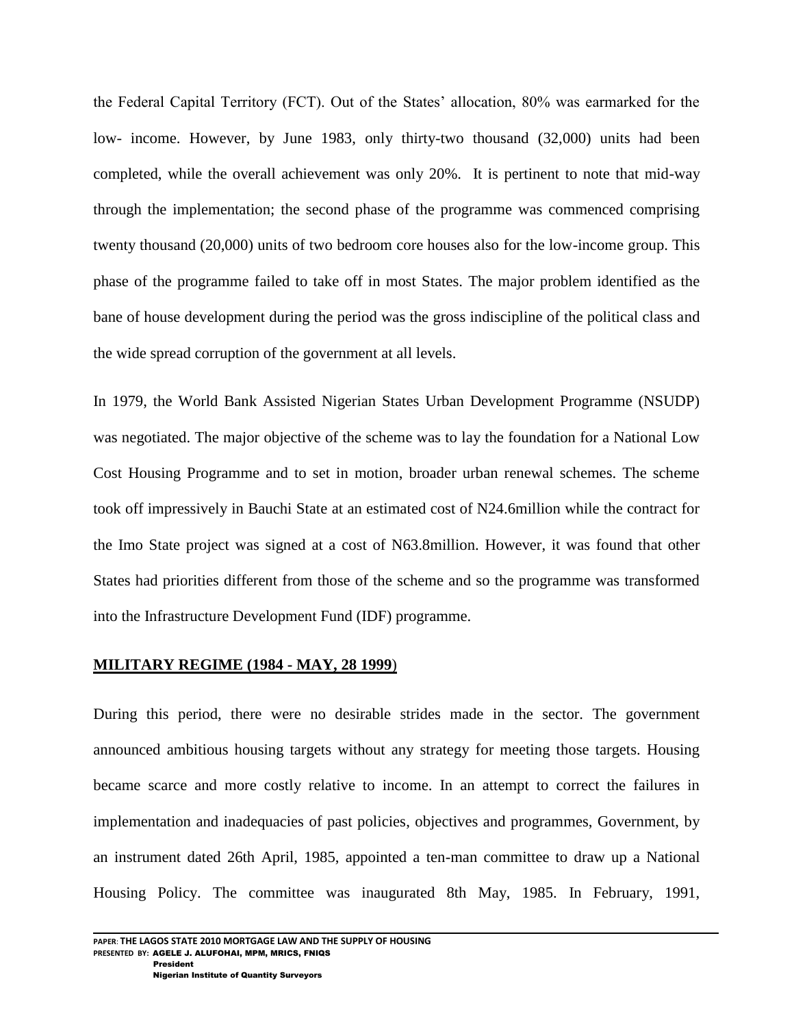the Federal Capital Territory (FCT). Out of the States' allocation, 80% was earmarked for the low- income. However, by June 1983, only thirty-two thousand (32,000) units had been completed, while the overall achievement was only 20%. It is pertinent to note that mid-way through the implementation; the second phase of the programme was commenced comprising twenty thousand (20,000) units of two bedroom core houses also for the low-income group. This phase of the programme failed to take off in most States. The major problem identified as the bane of house development during the period was the gross indiscipline of the political class and the wide spread corruption of the government at all levels.

In 1979, the World Bank Assisted Nigerian States Urban Development Programme (NSUDP) was negotiated. The major objective of the scheme was to lay the foundation for a National Low Cost Housing Programme and to set in motion, broader urban renewal schemes. The scheme took off impressively in Bauchi State at an estimated cost of N24.6million while the contract for the Imo State project was signed at a cost of N63.8million. However, it was found that other States had priorities different from those of the scheme and so the programme was transformed into the Infrastructure Development Fund (IDF) programme.

## MILITARY REGIME (1984 - MAY, 28 1999)

During this period, there were no desirable strides made in the sector. The government announced ambitious housing targets without any strategy for meeting those targets. Housing became scarce and more costly relative to income. In an attempt to correct the failures in implementation and inadequacies of past policies, objectives and programmes, Government, by an instrument dated 26th April, 1985, appointed a ten-man committee to draw up a National Housing Policy. The committee was inaugurated 8th May, 1985. In February, 1991,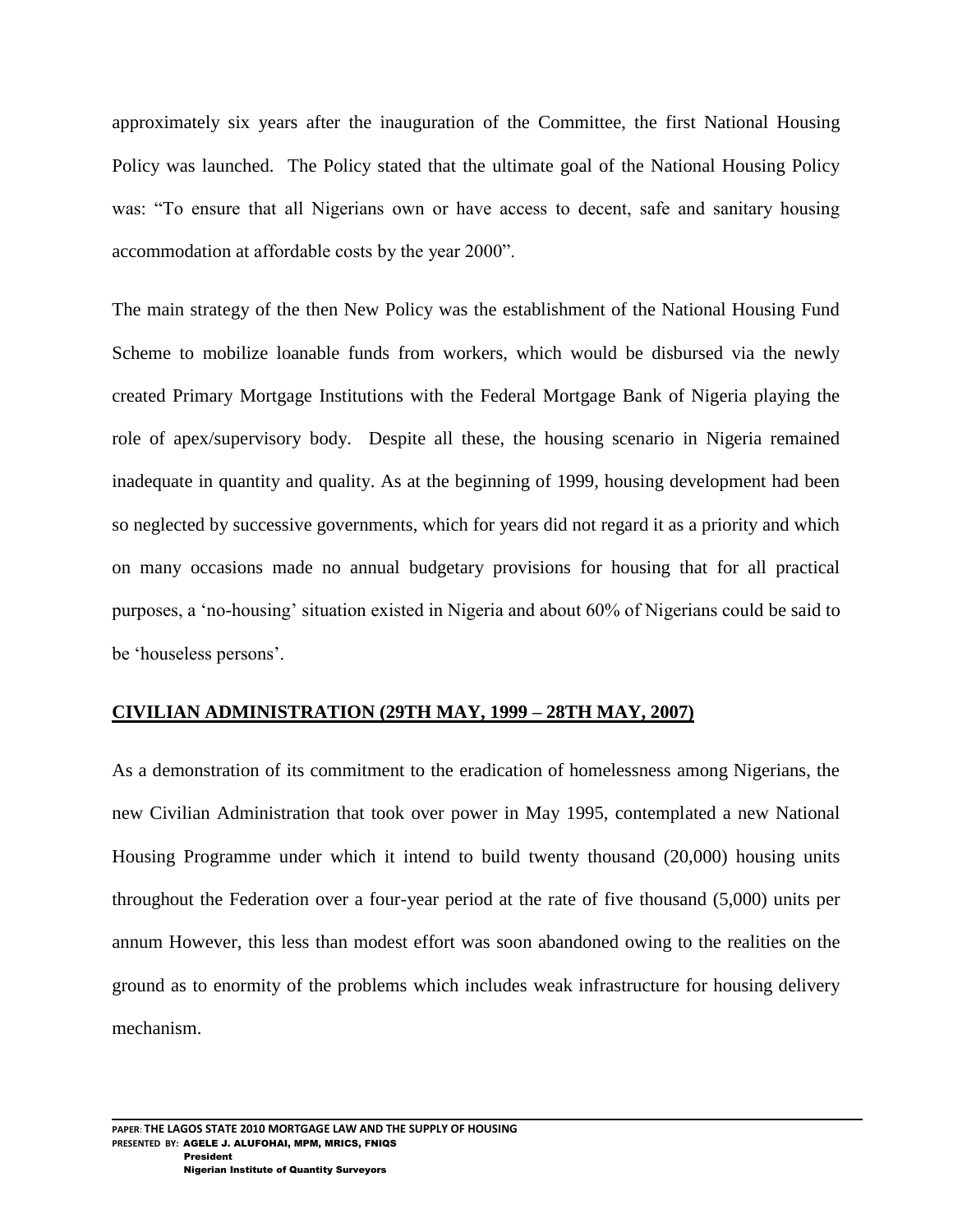approximately six years after the inauguration of the Committee, the first National Housing Policy was launched. The Policy stated that the ultimate goal of the National Housing Policy was: "To ensure that all Nigerians own or have access to decent, safe and sanitary housing accommodation at affordable costs by the year 2000".

The main strategy of the then New Policy was the establishment of the National Housing Fund Scheme to mobilize loanable funds from workers, which would be disbursed via the newly created Primary Mortgage Institutions with the Federal Mortgage Bank of Nigeria playing the role of apex/supervisory body. Despite all these, the housing scenario in Nigeria remained inadequate in quantity and quality. As at the beginning of 1999, housing development had been so neglected by successive governments, which for years did not regard it as a priority and which on many occasions made no annual budgetary provisions for housing that for all practical purposes, a 'no-housing' situation existed in Nigeria and about 60% of Nigerians could be said to be 'houseless persons'.

## CIVILIAN ADMINISTRATION (29TH MAY, 1999 – 28TH MAY, 2007)

As a demonstration of its commitment to the eradication of homelessness among Nigerians, the new Civilian Administration that took over power in May 1995, contemplated a new National Housing Programme under which it intend to build twenty thousand (20,000) housing units throughout the Federation over a four-year period at the rate of five thousand (5,000) units per annum However, this less than modest effort was soon abandoned owing to the realities on the ground as to enormity of the problems which includes weak infrastructure for housing delivery mechanism.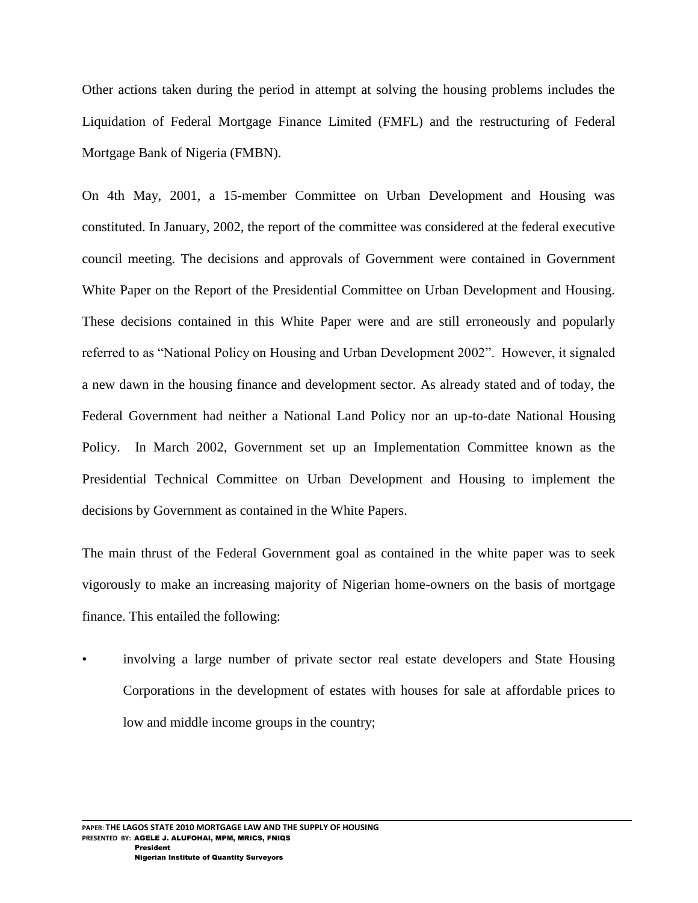Other actions taken during the period in attempt at solving the housing problems includes the Liquidation of Federal Mortgage Finance Limited (FMFL) and the restructuring of Federal Mortgage Bank of Nigeria (FMBN).

On 4th May, 2001, a 15-member Committee on Urban Development and Housing was constituted. In January, 2002, the report of the committee was considered at the federal executive council meeting. The decisions and approvals of Government were contained in Government White Paper on the Report of the Presidential Committee on Urban Development and Housing. These decisions contained in this White Paper were and are still erroneously and popularly referred to as "National Policy on Housing and Urban Development 2002". However, it signaled a new dawn in the housing finance and development sector. As already stated and of today, the Federal Government had neither a National Land Policy nor an up-to-date National Housing Policy. In March 2002, Government set up an Implementation Committee known as the Presidential Technical Committee on Urban Development and Housing to implement the decisions by Government as contained in the White Papers.

The main thrust of the Federal Government goal as contained in the white paper was to seek vigorously to make an increasing majority of Nigerian home-owners on the basis of mortgage finance. This entailed the following:

- involving a large number of private sector real estate developers and State Housing Corporations in the development of estates with houses for sale at affordable prices to low and middle income groups in the country;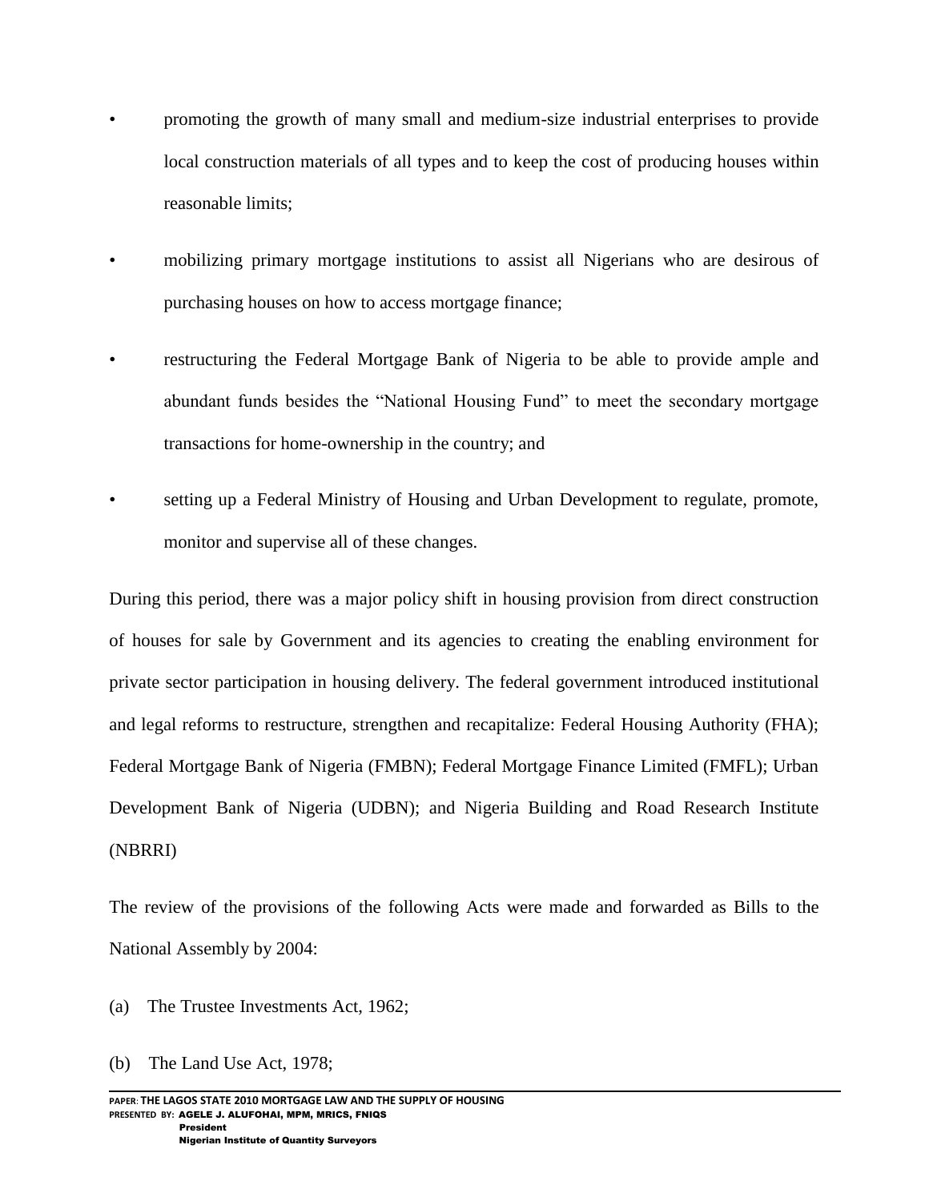- promoting the growth of many small and medium-size industrial enterprises to provide local construction materials of all types and to keep the cost of producing houses within reasonable limits;
- mobilizing primary mortgage institutions to assist all Nigerians who are desirous of purchasing houses on how to access mortgage finance;
- restructuring the Federal Mortgage Bank of Nigeria to be able to provide ample and abundant funds besides the "National Housing Fund" to meet the secondary mortgage transactions for home-ownership in the country; and
- setting up a Federal Ministry of Housing and Urban Development to regulate, promote, monitor and supervise all of these changes.

During this period, there was a major policy shift in housing provision from direct construction of houses for sale by Government and its agencies to creating the enabling environment for private sector participation in housing delivery. The federal government introduced institutional and legal reforms to restructure, strengthen and recapitalize: Federal Housing Authority (FHA); Federal Mortgage Bank of Nigeria (FMBN); Federal Mortgage Finance Limited (FMFL); Urban Development Bank of Nigeria (UDBN); and Nigeria Building and Road Research Institute (NBRRI)

The review of the provisions of the following Acts were made and forwarded as Bills to the National Assembly by 2004:

(a) The Trustee Investments Act, 1962;

(b) The Land Use Act, 1978;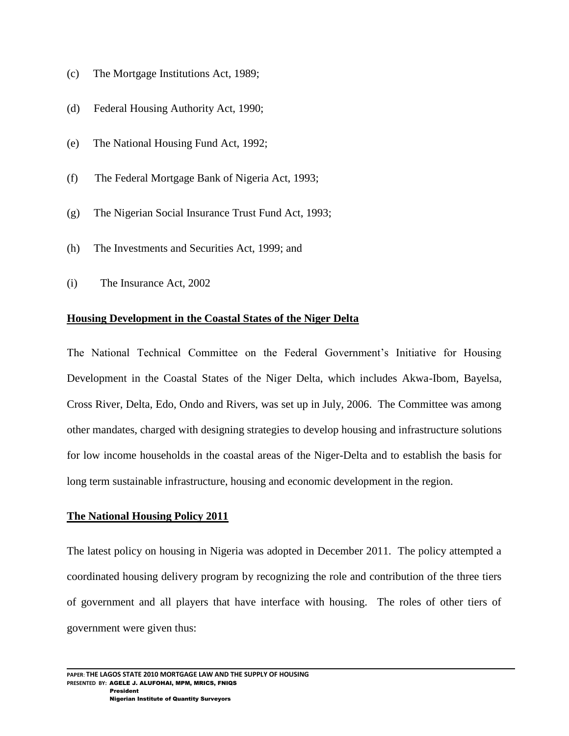(c) The Mortgage Institutions Act, 1989;

(d) Federal Housing Authority Act, 1990;

(e) The National Housing Fund Act, 1992;

(f) The Federal Mortgage Bank of Nigeria Act, 1993;

(g) The Nigerian Social Insurance Trust Fund Act, 1993;

(h) The Investments and Securities Act, 1999; and

(i) The Insurance Act, 2002

**Housing Development in the Coastal States of the Niger Delta**

The National Technical Committee on the Federal Government's Initiative for Housing Development in the Coastal States of the Niger Delta, which includes Akwa-Ibom, Bayelsa, Cross River, Delta, Edo, Ondo and Rivers, was set up in July, 2006. The Committee was among other mandates, charged with designing strategies to develop housing and infrastructure solutions for low income households in the coastal areas of the Niger-Delta and to establish the basis for long term sustainable infrastructure, housing and economic development in the region.

**The National Housing Policy 2011**

The latest policy on housing in Nigeria was adopted in December 2011. The policy attempted a coordinated housing delivery program by recognizing the role and contribution of the three tiers of government and all players that have interface with housing. The roles of other tiers of government were given thus: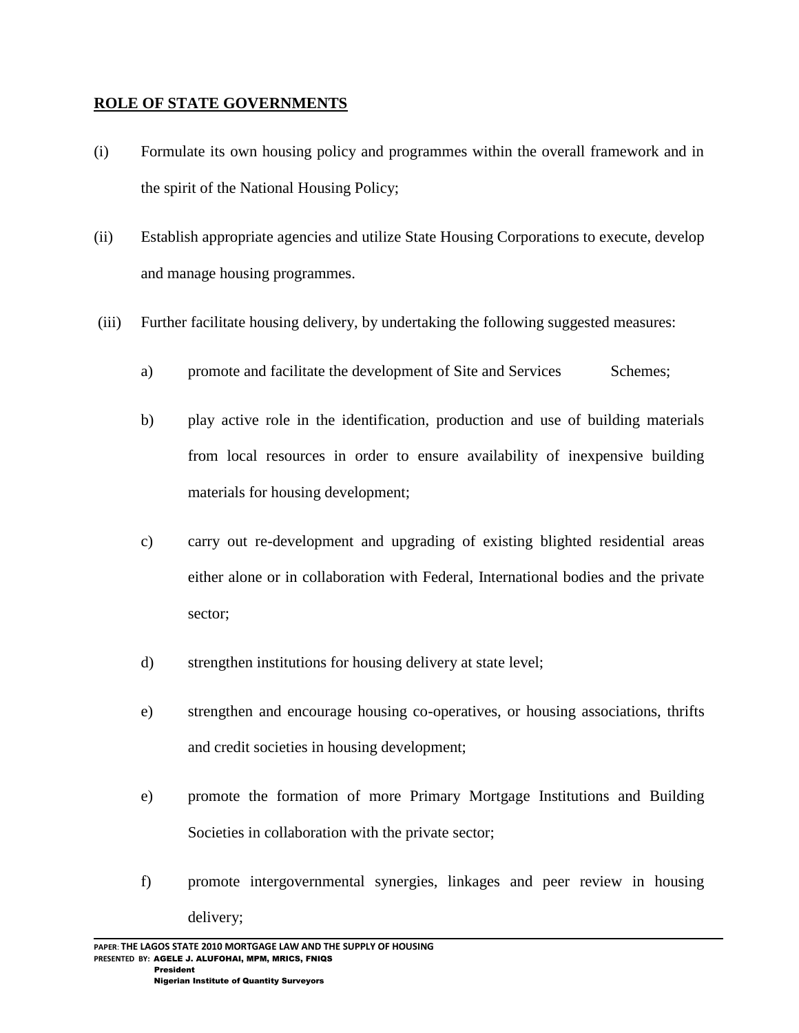## ROLE OF STATE GOVERNMENTS

(i) Formulate its own housing policy and programmes within the overall framework and in the spirit of the National Housing Policy;

(ii) Establish appropriate agencies and utilize State Housing Corporations to execute, develop and manage housing programmes.

(iii) Further facilitate housing delivery, by undertaking the following suggested measures:

a) promote and facilitate the development of Site and Services Schemes;

b) play active role in the identification, production and use of building materials from local resources in order to ensure availability of inexpensive building materials for housing development;

c) carry out re-development and upgrading of existing blighted residential areas either alone or in collaboration with Federal, International bodies and the private sector;

d) strengthen institutions for housing delivery at state level;

e) strengthen and encourage housing co-operatives, or housing associations, thrifts and credit societies in housing development;

e) promote the formation of more Primary Mortgage Institutions and Building Societies in collaboration with the private sector;

f) promote intergovernmental synergies, linkages and peer review in housing delivery;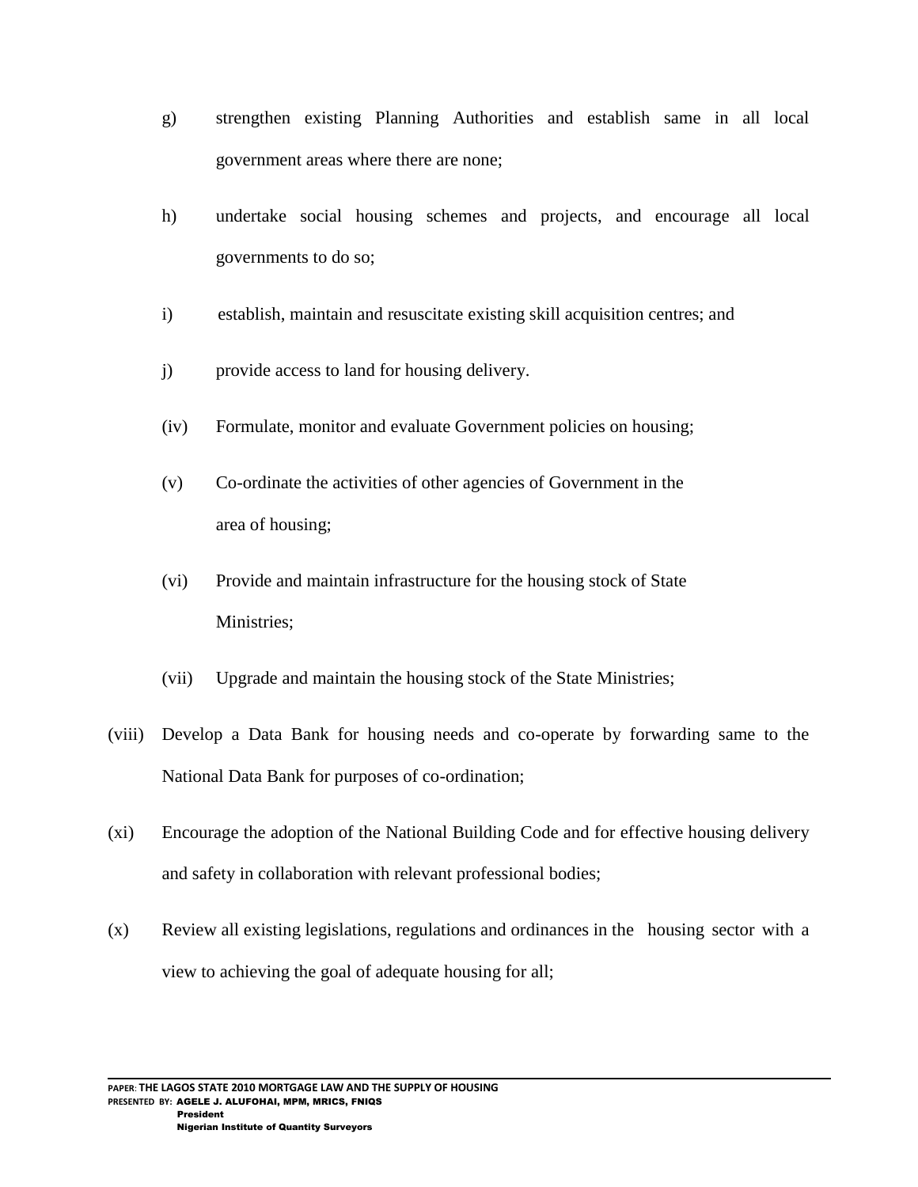g) strengthen existing Planning Authorities and establish same in all local government areas where there are none;

h) undertake social housing schemes and projects, and encourage all local governments to do so;

i) establish, maintain and resuscitate existing skill acquisition centres; and

j) provide access to land for housing delivery.

(iv) Formulate, monitor and evaluate Government policies on housing;

(v) Co-ordinate the activities of other agencies of Government in the area of housing;

(vi) Provide and maintain infrastructure for the housing stock of State Ministries;

(vii) Upgrade and maintain the housing stock of the State Ministries;

(viii) Develop a Data Bank for housing needs and co-operate by forwarding same to the National Data Bank for purposes of co-ordination;

(xi) Encourage the adoption of the National Building Code and for effective housing delivery and safety in collaboration with relevant professional bodies;

(x) Review all existing legislations, regulations and ordinances in the housing sector with a view to achieving the goal of adequate housing for all;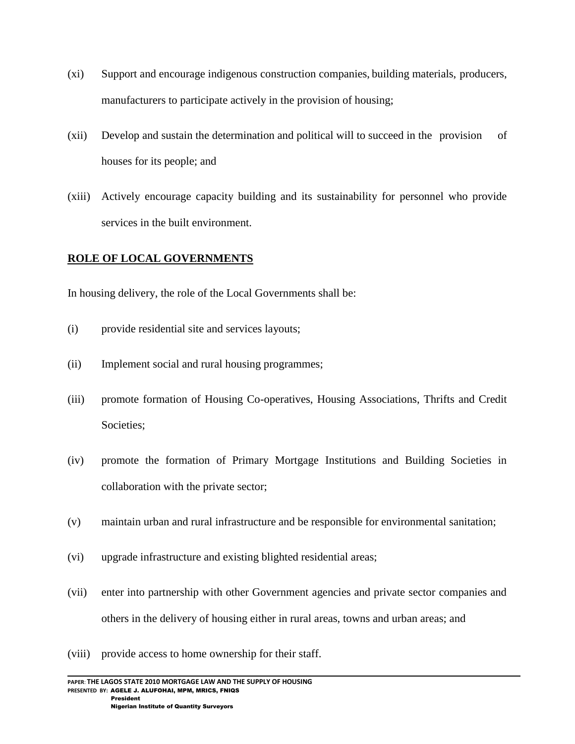(xi) Support and encourage indigenous construction companies, building materials, producers, manufacturers to participate actively in the provision of housing;

(xii) Develop and sustain the determination and political will to succeed in the provision of houses for its people; and

(xiii) Actively encourage capacity building and its sustainability for personnel who provide services in the built environment.

**<u>ROLE OF LOCAL GOVERNMENTS</u>**

In housing delivery, the role of the Local Governments shall be:

(i) provide residential site and services layouts;

(ii) Implement social and rural housing programmes;

(iii) promote formation of Housing Co-operatives, Housing Associations, Thrifts and Credit Societies;

(iv) promote the formation of Primary Mortgage Institutions and Building Societies in collaboration with the private sector;

(v) maintain urban and rural infrastructure and be responsible for environmental sanitation;

(vi) upgrade infrastructure and existing blighted residential areas;

(vii) enter into partnership with other Government agencies and private sector companies and others in the delivery of housing either in rural areas, towns and urban areas; and

(viii) provide access to home ownership for their staff.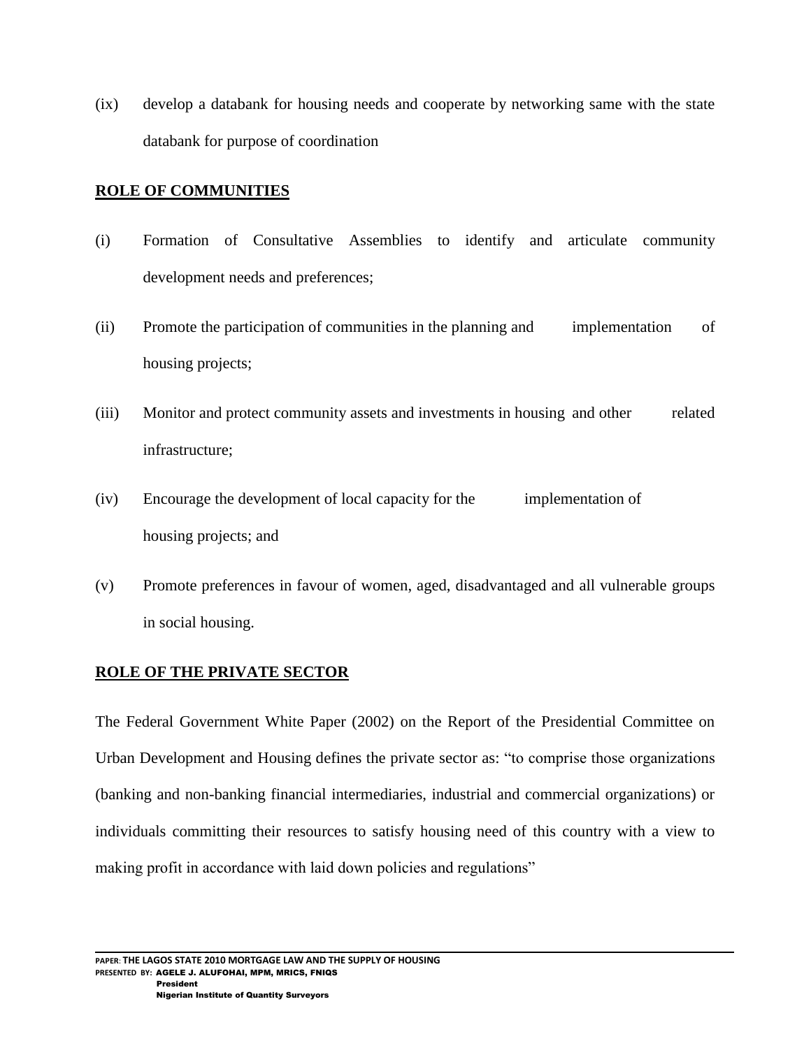(ix) develop a databank for housing needs and cooperate by networking same with the state databank for purpose of coordination

## ROLE OF COMMUNITIES

(i) Formation of Consultative Assemblies to identify and articulate community development needs and preferences;

(ii) Promote the participation of communities in the planning and implementation of housing projects;

(iii) Monitor and protect community assets and investments in housing and other related infrastructure;

(iv) Encourage the development of local capacity for the implementation of housing projects; and

(v) Promote preferences in favour of women, aged, disadvantaged and all vulnerable groups in social housing.

## ROLE OF THE PRIVATE SECTOR

The Federal Government White Paper (2002) on the Report of the Presidential Committee on Urban Development and Housing defines the private sector as: "to comprise those organizations (banking and non-banking financial intermediaries, industrial and commercial organizations) or individuals committing their resources to satisfy housing need of this country with a view to making profit in accordance with laid down policies and regulations"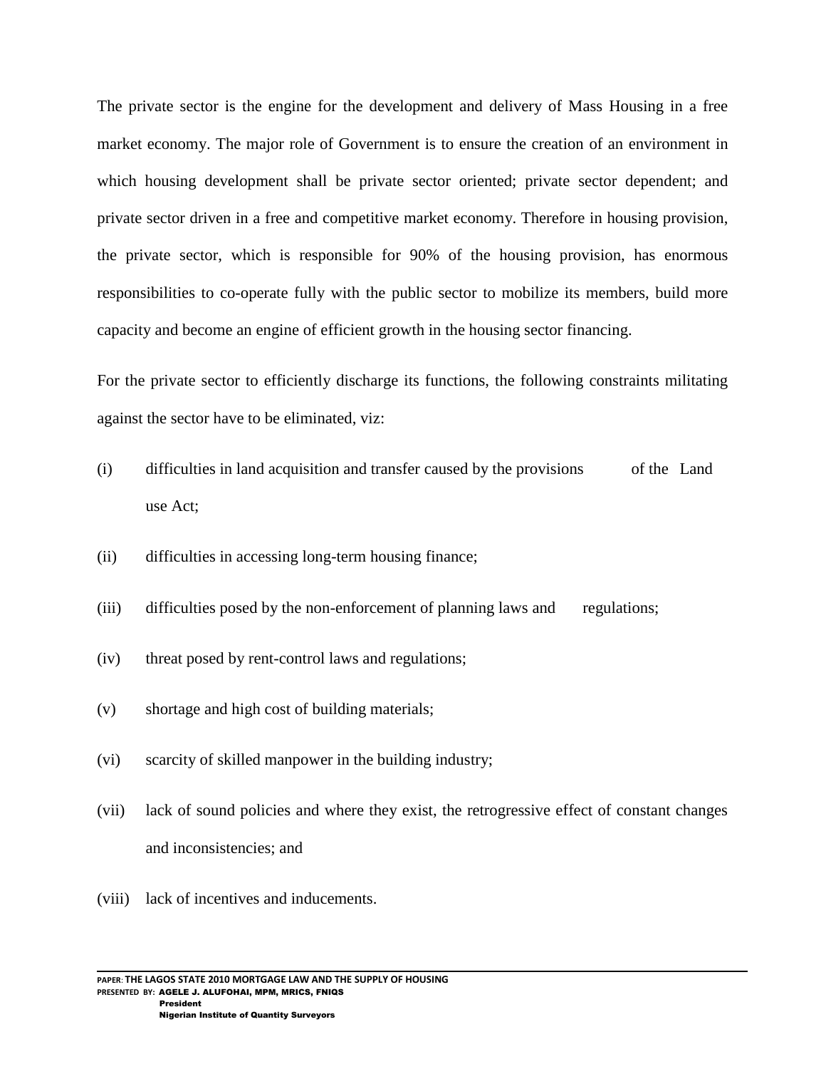The private sector is the engine for the development and delivery of Mass Housing in a free market economy. The major role of Government is to ensure the creation of an environment in which housing development shall be private sector oriented; private sector dependent; and private sector driven in a free and competitive market economy. Therefore in housing provision, the private sector, which is responsible for 90% of the housing provision, has enormous responsibilities to co-operate fully with the public sector to mobilize its members, build more capacity and become an engine of efficient growth in the housing sector financing.

For the private sector to efficiently discharge its functions, the following constraints militating against the sector have to be eliminated, viz:

(i) difficulties in land acquisition and transfer caused by the provisions of the Land use Act;

(ii) difficulties in accessing long-term housing finance;

(iii) difficulties posed by the non-enforcement of planning laws and regulations;

(iv) threat posed by rent-control laws and regulations;

(v) shortage and high cost of building materials;

(vi) scarcity of skilled manpower in the building industry;

(vii) lack of sound policies and where they exist, the retrogressive effect of constant changes and inconsistencies; and

(viii) lack of incentives and inducements.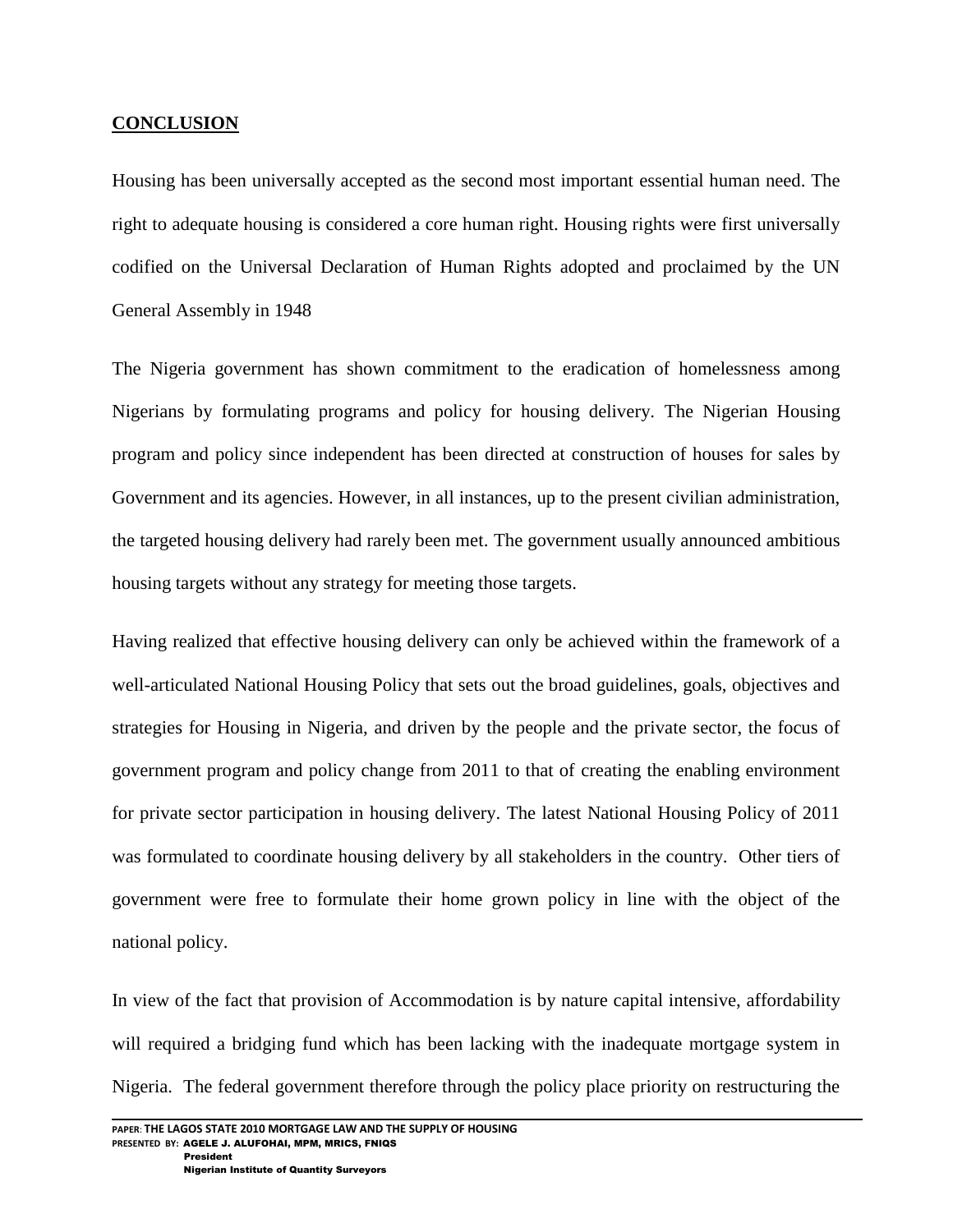## CONCLUSION

Housing has been universally accepted as the second most important essential human need. The right to adequate housing is considered a core human right. Housing rights were first universally codified on the Universal Declaration of Human Rights adopted and proclaimed by the UN General Assembly in 1948

The Nigeria government has shown commitment to the eradication of homelessness among Nigerians by formulating programs and policy for housing delivery. The Nigerian Housing program and policy since independent has been directed at construction of houses for sales by Government and its agencies. However, in all instances, up to the present civilian administration, the targeted housing delivery had rarely been met. The government usually announced ambitious housing targets without any strategy for meeting those targets.

Having realized that effective housing delivery can only be achieved within the framework of a well-articulated National Housing Policy that sets out the broad guidelines, goals, objectives and strategies for Housing in Nigeria, and driven by the people and the private sector, the focus of government program and policy change from 2011 to that of creating the enabling environment for private sector participation in housing delivery. The latest National Housing Policy of 2011 was formulated to coordinate housing delivery by all stakeholders in the country. Other tiers of government were free to formulate their home grown policy in line with the object of the national policy.

In view of the fact that provision of Accommodation is by nature capital intensive, affordability will required a bridging fund which has been lacking with the inadequate mortgage system in Nigeria. The federal government therefore through the policy place priority on restructuring the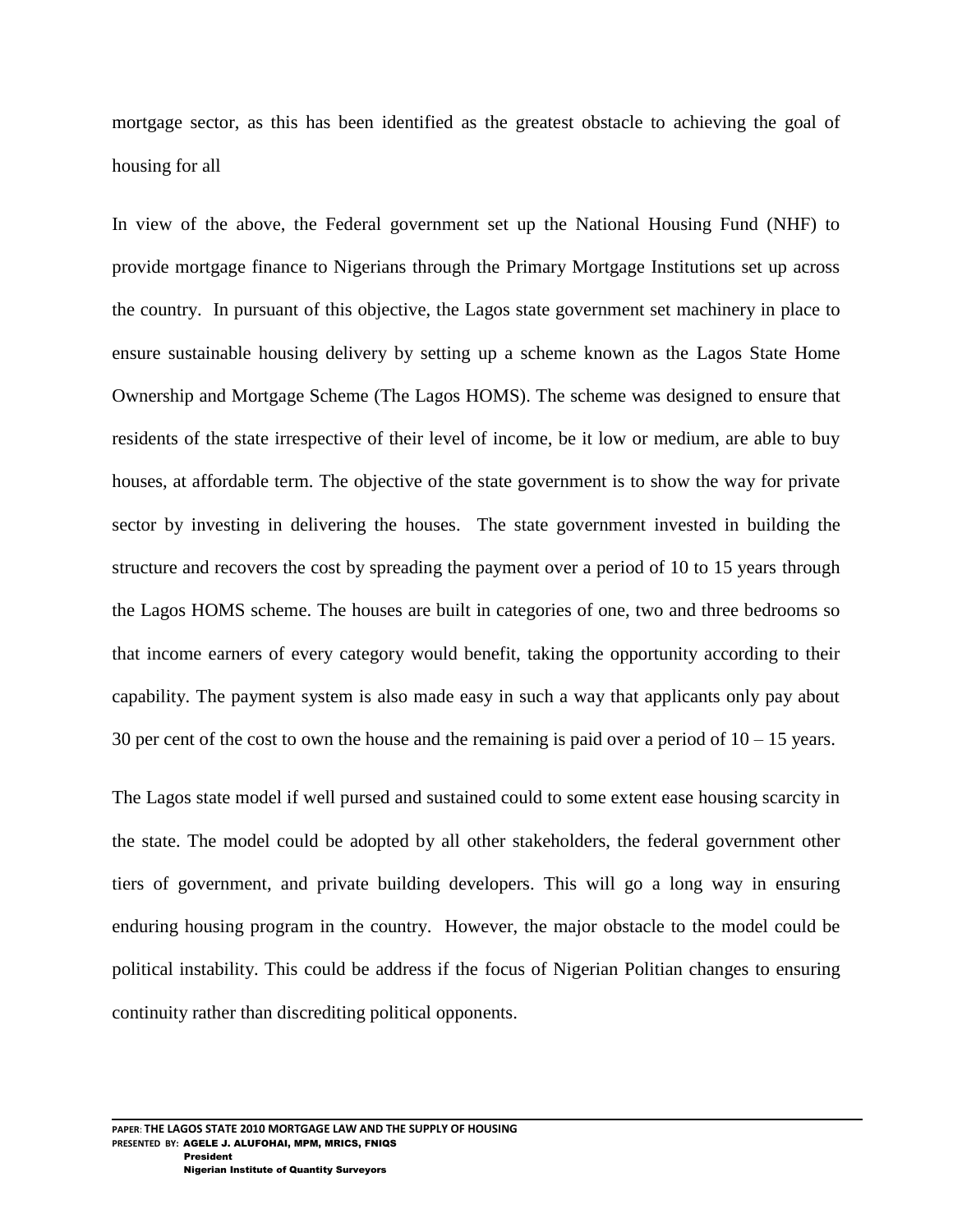mortgage sector, as this has been identified as the greatest obstacle to achieving the goal of housing for all

In view of the above, the Federal government set up the National Housing Fund (NHF) to provide mortgage finance to Nigerians through the Primary Mortgage Institutions set up across the country. In pursuant of this objective, the Lagos state government set machinery in place to ensure sustainable housing delivery by setting up a scheme known as the Lagos State Home Ownership and Mortgage Scheme (The Lagos HOMS). The scheme was designed to ensure that residents of the state irrespective of their level of income, be it low or medium, are able to buy houses, at affordable term. The objective of the state government is to show the way for private sector by investing in delivering the houses. The state government invested in building the structure and recovers the cost by spreading the payment over a period of 10 to 15 years through the Lagos HOMS scheme. The houses are built in categories of one, two and three bedrooms so that income earners of every category would benefit, taking the opportunity according to their capability. The payment system is also made easy in such a way that applicants only pay about 30 per cent of the cost to own the house and the remaining is paid over a period of 10 – 15 years.

The Lagos state model if well pursed and sustained could to some extent ease housing scarcity in the state. The model could be adopted by all other stakeholders, the federal government other tiers of government, and private building developers. This will go a long way in ensuring enduring housing program in the country. However, the major obstacle to the model could be political instability. This could be address if the focus of Nigerian Politian changes to ensuring continuity rather than discrediting political opponents.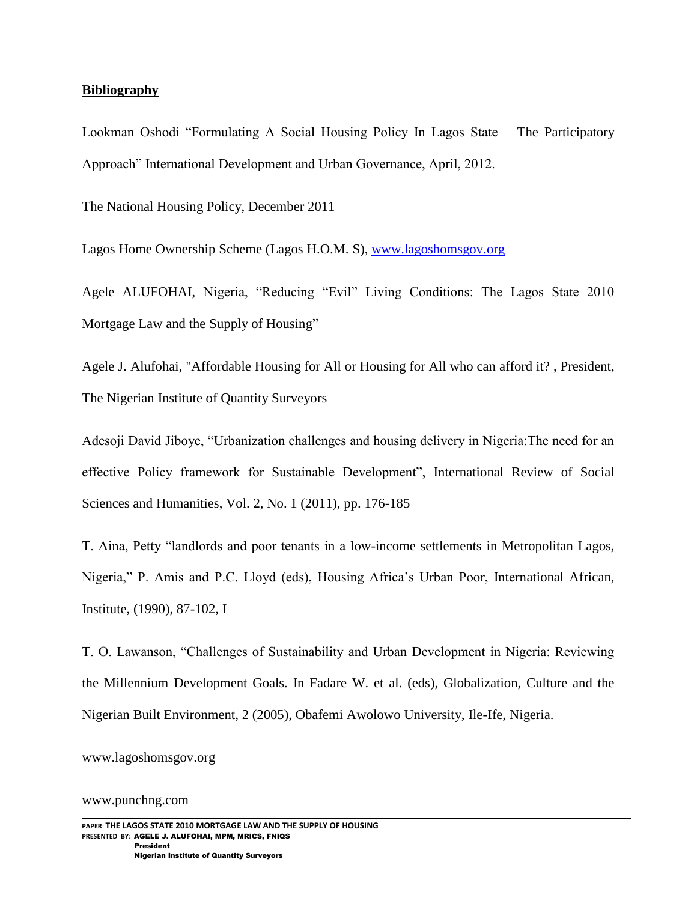**Bibliography**

Lookman Oshodi "Formulating A Social Housing Policy In Lagos State – The Participatory Approach" International Development and Urban Governance, April, 2012.

The National Housing Policy, December 2011

Lagos Home Ownership Scheme (Lagos H.O.M. S), [www.lagoshomsgov.org](http://www.lagoshomsgov.org)

Agele ALUFOHAI, Nigeria, "Reducing "Evil" Living Conditions: The Lagos State 2010 Mortgage Law and the Supply of Housing"

Agele J. Alufohai, "Affordable Housing for All or Housing for All who can afford it? , President, The Nigerian Institute of Quantity Surveyors

Adesoji David Jiboye, "Urbanization challenges and housing delivery in Nigeria:The need for an effective Policy framework for Sustainable Development", International Review of Social Sciences and Humanities, Vol. 2, No. 1 (2011), pp. 176-185

T. Aina, Petty "landlords and poor tenants in a low-income settlements in Metropolitan Lagos, Nigeria," P. Amis and P.C. Lloyd (eds), Housing Africa's Urban Poor, International African, Institute, (1990), 87-102, I

T. O. Lawanson, "Challenges of Sustainability and Urban Development in Nigeria: Reviewing the Millennium Development Goals. In Fadare W. et al. (eds), Globalization, Culture and the Nigerian Built Environment, 2 (2005), Obafemi Awolowo University, Ile-Ife, Nigeria.

www.lagoshomsgov.org

www.punchng.com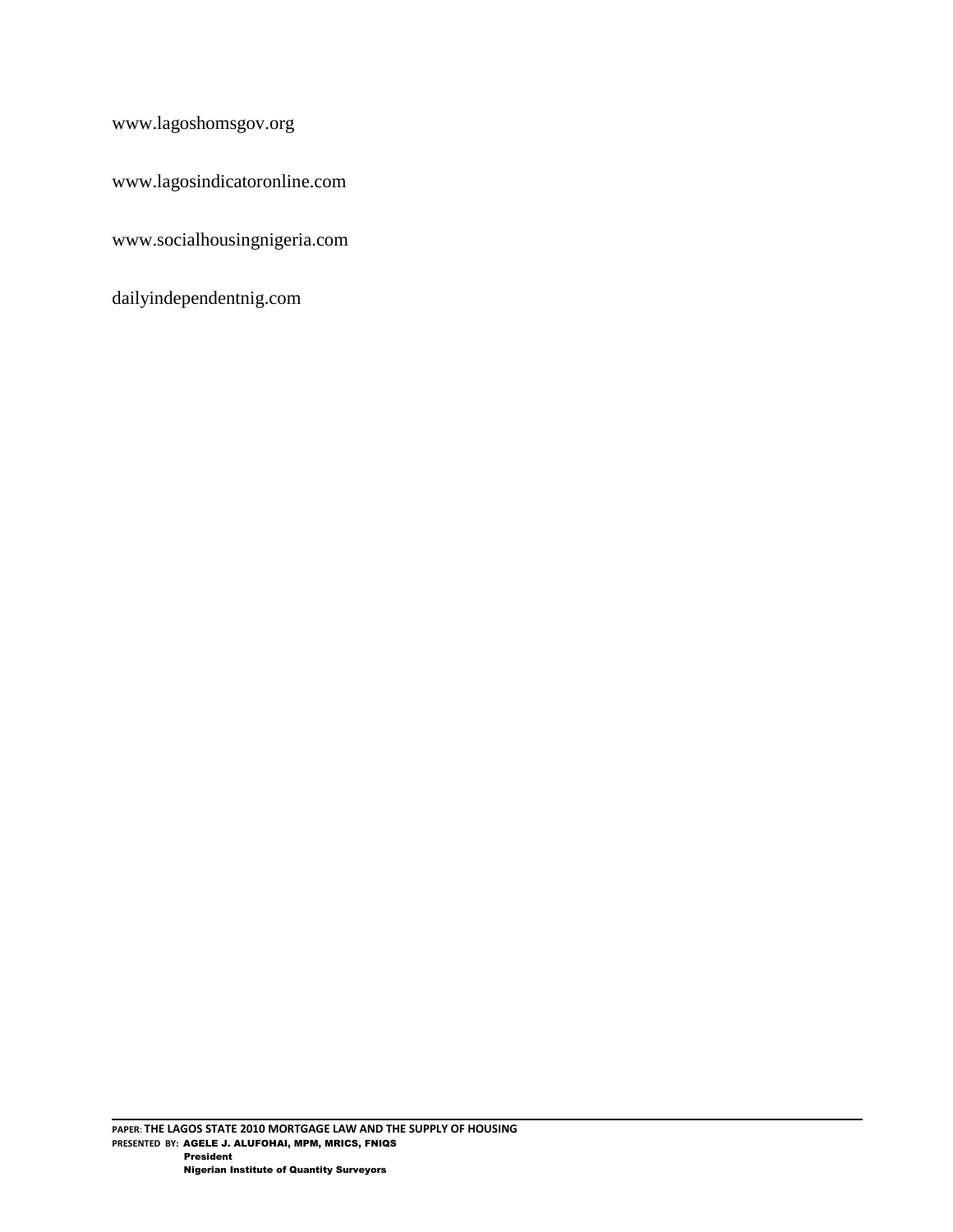www.lagoshomsgov.org

www.lagosindicatoronline.com

www.socialhousingnigeria.com

dailyindependentnig.com